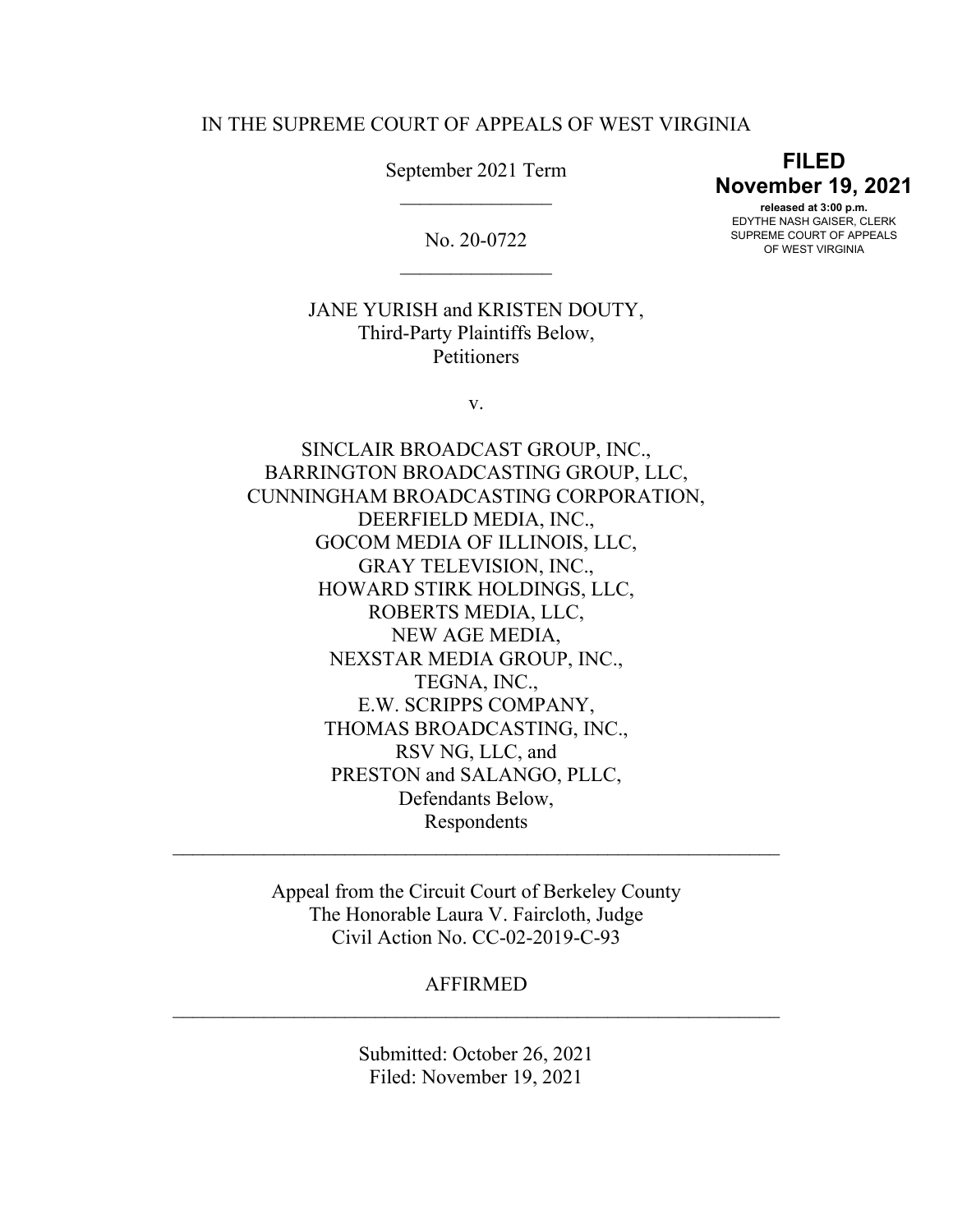IN THE SUPREME COURT OF APPEALS OF WEST VIRGINIA

September 2021 Term

**FILED**
**November 19, 2021**
**released at 3:00 p.m.**
EDYTHE NASH GAISER, CLERK
SUPREME COURT OF APPEALS
OF WEST VIRGINIA

\_\_\_\_\_\_\_\_\_\_\_\_\_\_\_

No. 20-0722

\_\_\_\_\_\_\_\_\_\_\_\_\_\_\_

JANE YURISH and KRISTEN DOUTY,
Third-Party Plaintiffs Below,
Petitioners

v.

SINCLAIR BROADCAST GROUP, INC.,
BARRINGTON BROADCASTING GROUP, LLC,
CUNNINGHAM BROADCASTING CORPORATION,
DEERFIELD MEDIA, INC.,
GOCOM MEDIA OF ILLINOIS, LLC,
GRAY TELEVISION, INC.,
HOWARD STIRK HOLDINGS, LLC,
ROBERTS MEDIA, LLC,
NEW AGE MEDIA,
NEXSTAR MEDIA GROUP, INC.,
TEGNA, INC.,
E.W. SCRIPPS COMPANY,
THOMAS BROADCASTING, INC.,
RSV NG, LLC, and
PRESTON and SALANGO, PLLC,
Defendants Below,
Respondents

---

Appeal from the Circuit Court of Berkeley County
The Honorable Laura V. Faircloth, Judge
Civil Action No. CC-02-2019-C-93

AFFIRMED

---

Submitted: October 26, 2021
Filed: November 19, 2021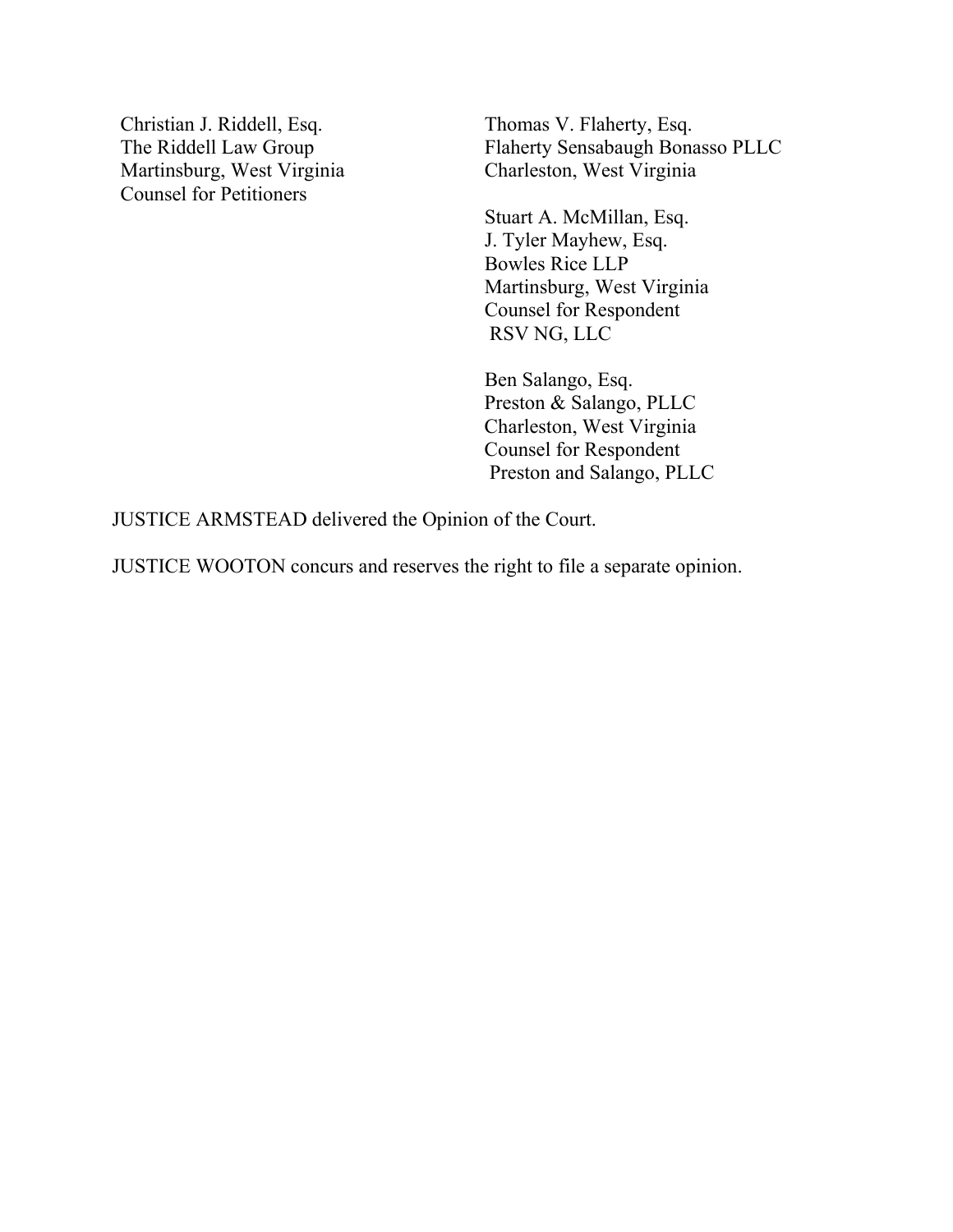Christian J. Riddell, Esq.
The Riddell Law Group
Martinsburg, West Virginia
Counsel for Petitioners

Thomas V. Flaherty, Esq.
Flaherty Sensabaugh Bonasso PLLC
Charleston, West Virginia

Stuart A. McMillan, Esq.
J. Tyler Mayhew, Esq.
Bowles Rice LLP
Martinsburg, West Virginia
Counsel for Respondent
RSV NG, LLC

Ben Salango, Esq.
Preston & Salango, PLLC
Charleston, West Virginia
Counsel for Respondent
Preston and Salango, PLLC

JUSTICE ARMSTEAD delivered the Opinion of the Court.

JUSTICE WOOTON concurs and reserves the right to file a separate opinion.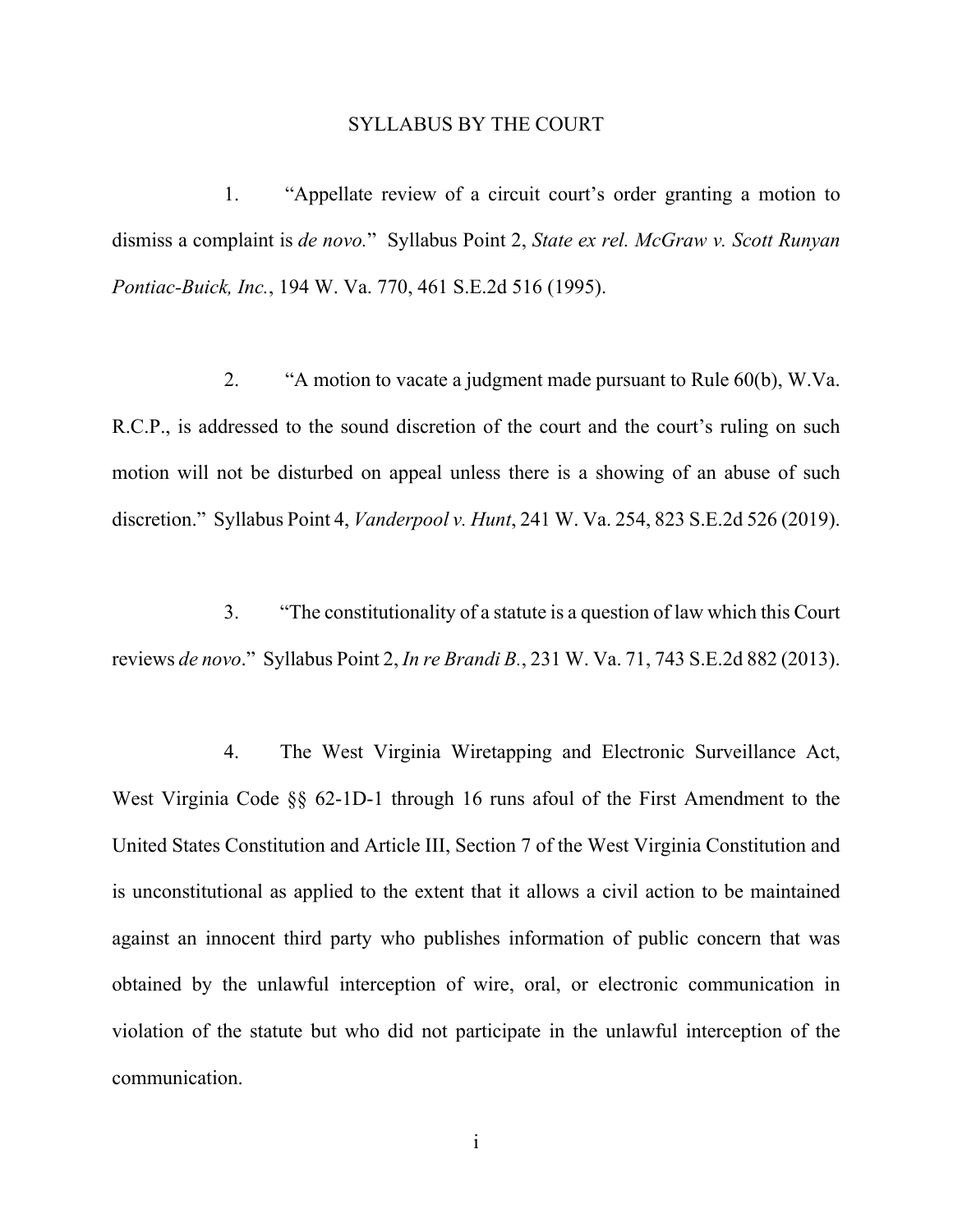# SYLLABUS BY THE COURT

1. "Appellate review of a circuit court's order granting a motion to dismiss a complaint is *de novo.*" Syllabus Point 2, *State ex rel. McGraw v. Scott Runyan Pontiac-Buick, Inc.*, 194 W. Va. 770, 461 S.E.2d 516 (1995).

2. "A motion to vacate a judgment made pursuant to Rule 60(b), W.Va. R.C.P., is addressed to the sound discretion of the court and the court's ruling on such motion will not be disturbed on appeal unless there is a showing of an abuse of such discretion." Syllabus Point 4, *Vanderpool v. Hunt*, 241 W. Va. 254, 823 S.E.2d 526 (2019).

3. "The constitutionality of a statute is a question of law which this Court reviews *de novo*." Syllabus Point 2, *In re Brandi B.*, 231 W. Va. 71, 743 S.E.2d 882 (2013).

4. The West Virginia Wiretapping and Electronic Surveillance Act, West Virginia Code §§ 62-1D-1 through 16 runs afoul of the First Amendment to the United States Constitution and Article III, Section 7 of the West Virginia Constitution and is unconstitutional as applied to the extent that it allows a civil action to be maintained against an innocent third party who publishes information of public concern that was obtained by the unlawful interception of wire, oral, or electronic communication in violation of the statute but who did not participate in the unlawful interception of the communication.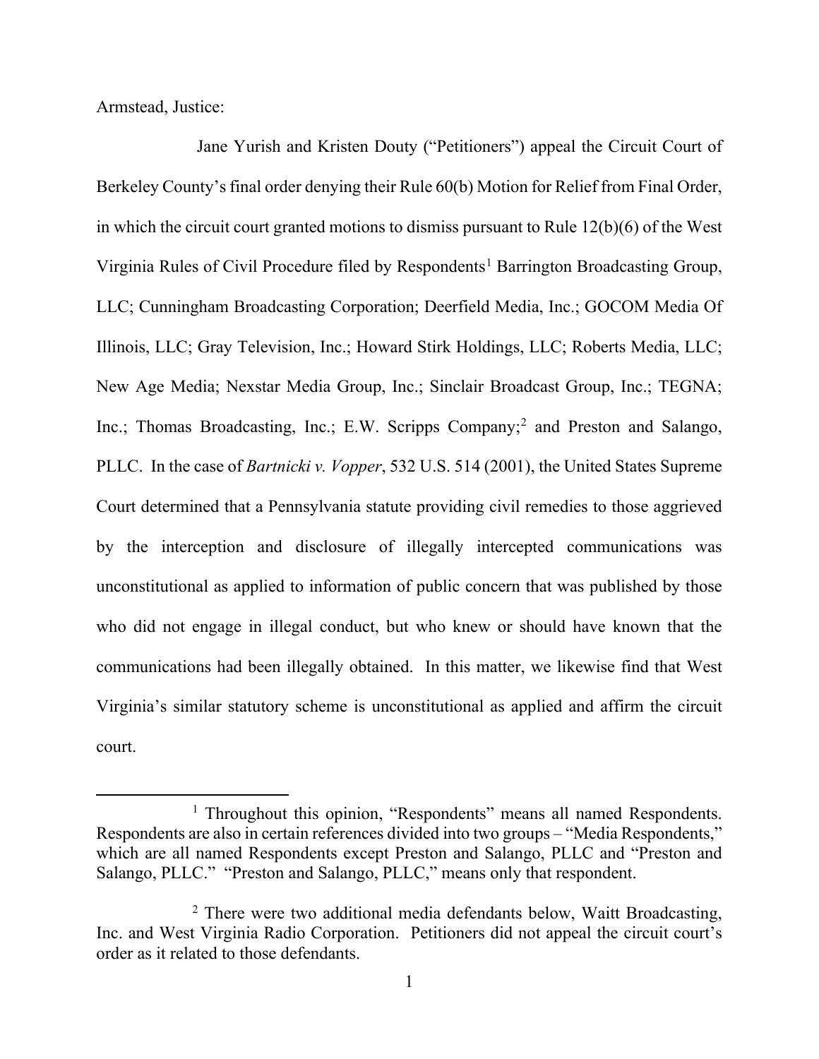Armstead, Justice:

Jane Yurish and Kristen Douty ("Petitioners") appeal the Circuit Court of Berkeley County's final order denying their Rule 60(b) Motion for Relief from Final Order, in which the circuit court granted motions to dismiss pursuant to Rule 12(b)(6) of the West Virginia Rules of Civil Procedure filed by Respondents[1] Barrington Broadcasting Group, LLC; Cunningham Broadcasting Corporation; Deerfield Media, Inc.; GOCOM Media Of Illinois, LLC; Gray Television, Inc.; Howard Stirk Holdings, LLC; Roberts Media, LLC; New Age Media; Nexstar Media Group, Inc.; Sinclair Broadcast Group, Inc.; TEGNA; Inc.; Thomas Broadcasting, Inc.; E.W. Scripps Company;[2] and Preston and Salango, PLLC. In the case of *Bartnicki v. Vopper*, 532 U.S. 514 (2001), the United States Supreme Court determined that a Pennsylvania statute providing civil remedies to those aggrieved by the interception and disclosure of illegally intercepted communications was unconstitutional as applied to information of public concern that was published by those who did not engage in illegal conduct, but who knew or should have known that the communications had been illegally obtained. In this matter, we likewise find that West Virginia's similar statutory scheme is unconstitutional as applied and affirm the circuit court.

---

[1] Throughout this opinion, "Respondents" means all named Respondents. Respondents are also in certain references divided into two groups – "Media Respondents," which are all named Respondents except Preston and Salango, PLLC and "Preston and Salango, PLLC." "Preston and Salango, PLLC," means only that respondent.

[2] There were two additional media defendants below, Waitt Broadcasting, Inc. and West Virginia Radio Corporation. Petitioners did not appeal the circuit court's order as it related to those defendants.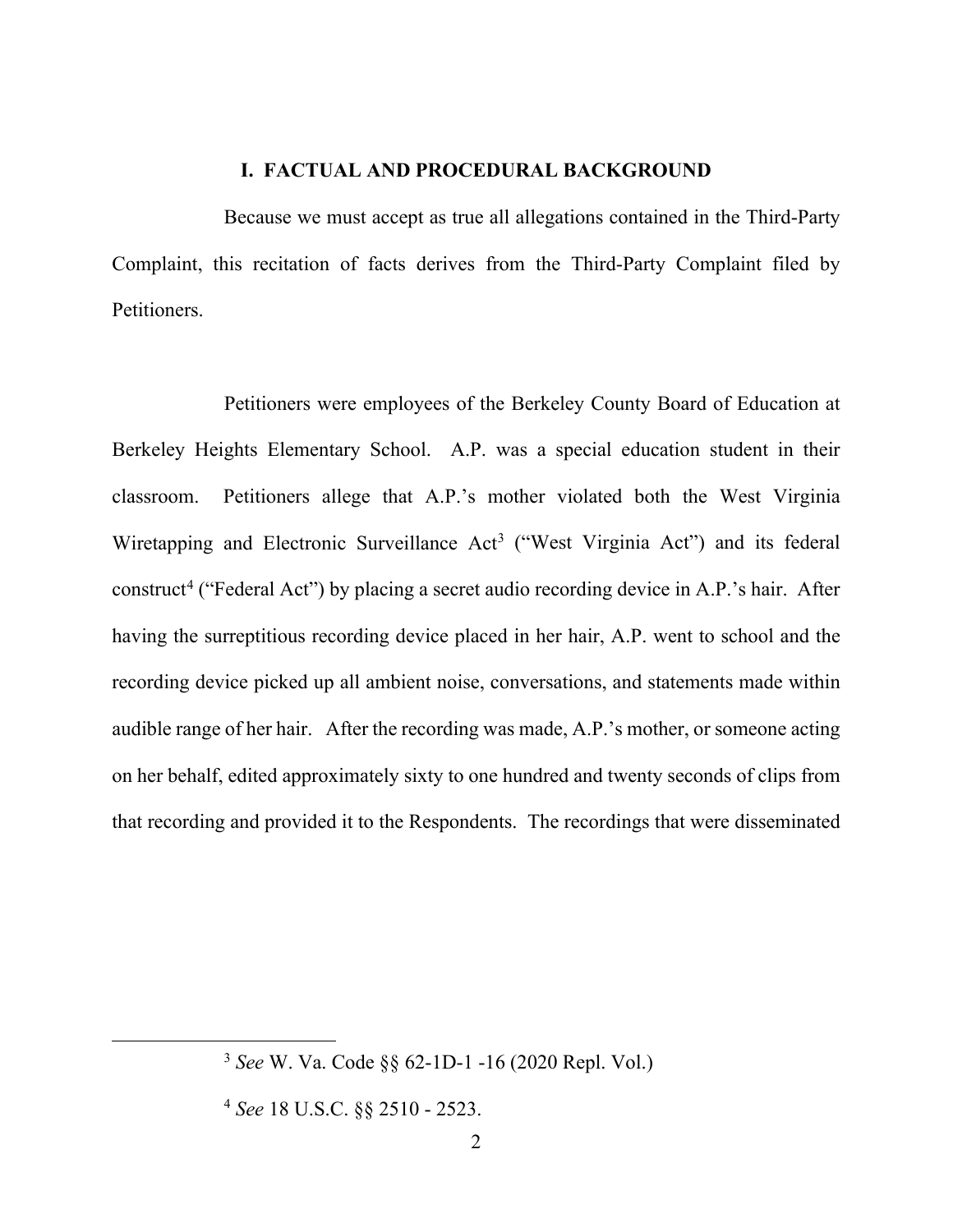## I. FACTUAL AND PROCEDURAL BACKGROUND

Because we must accept as true all allegations contained in the Third-Party Complaint, this recitation of facts derives from the Third-Party Complaint filed by Petitioners.

Petitioners were employees of the Berkeley County Board of Education at Berkeley Heights Elementary School. A.P. was a special education student in their classroom. Petitioners allege that A.P.'s mother violated both the West Virginia Wiretapping and Electronic Surveillance Act[3] ("West Virginia Act") and its federal construct[4] ("Federal Act") by placing a secret audio recording device in A.P.'s hair. After having the surreptitious recording device placed in her hair, A.P. went to school and the recording device picked up all ambient noise, conversations, and statements made within audible range of her hair. After the recording was made, A.P.'s mother, or someone acting on her behalf, edited approximately sixty to one hundred and twenty seconds of clips from that recording and provided it to the Respondents. The recordings that were disseminated

---

[3] *See* W. Va. Code §§ 62-1D-1 -16 (2020 Repl. Vol.)

[4] *See* 18 U.S.C. §§ 2510 - 2523.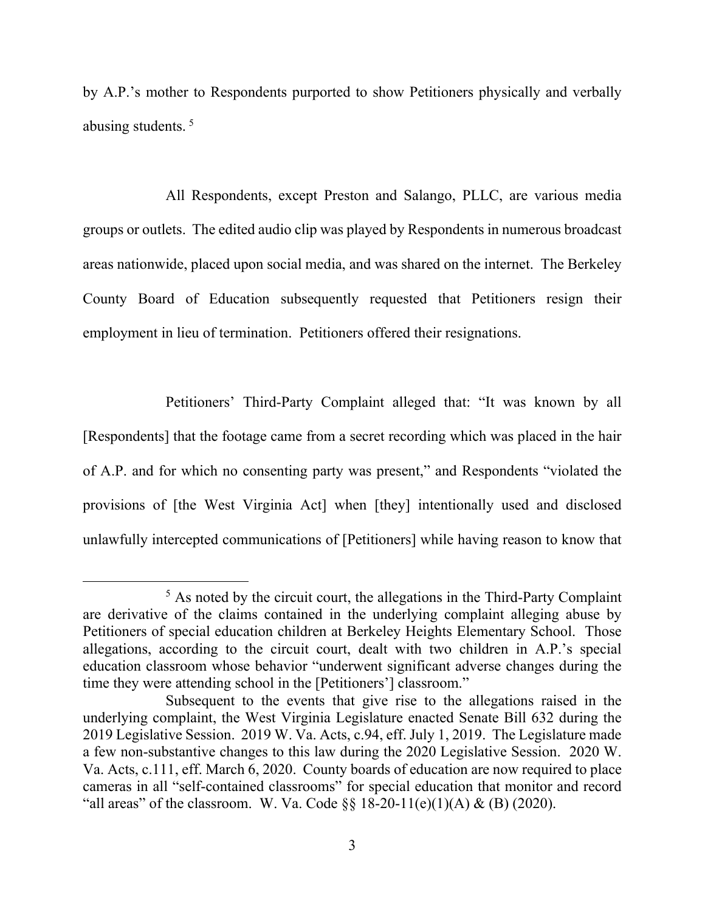by A.P.'s mother to Respondents purported to show Petitioners physically and verbally abusing students. [5]

All Respondents, except Preston and Salango, PLLC, are various media groups or outlets. The edited audio clip was played by Respondents in numerous broadcast areas nationwide, placed upon social media, and was shared on the internet. The Berkeley County Board of Education subsequently requested that Petitioners resign their employment in lieu of termination. Petitioners offered their resignations.

Petitioners' Third-Party Complaint alleged that: "It was known by all [Respondents] that the footage came from a secret recording which was placed in the hair of A.P. and for which no consenting party was present," and Respondents "violated the provisions of [the West Virginia Act] when [they] intentionally used and disclosed unlawfully intercepted communications of [Petitioners] while having reason to know that

---

[5] As noted by the circuit court, the allegations in the Third-Party Complaint are derivative of the claims contained in the underlying complaint alleging abuse by Petitioners of special education children at Berkeley Heights Elementary School. Those allegations, according to the circuit court, dealt with two children in A.P.'s special education classroom whose behavior "underwent significant adverse changes during the time they were attending school in the [Petitioners'] classroom."

Subsequent to the events that give rise to the allegations raised in the underlying complaint, the West Virginia Legislature enacted Senate Bill 632 during the 2019 Legislative Session. 2019 W. Va. Acts, c.94, eff. July 1, 2019. The Legislature made a few non-substantive changes to this law during the 2020 Legislative Session. 2020 W. Va. Acts, c.111, eff. March 6, 2020. County boards of education are now required to place cameras in all "self-contained classrooms" for special education that monitor and record "all areas" of the classroom. W. Va. Code §§ 18-20-11(e)(1)(A) & (B) (2020).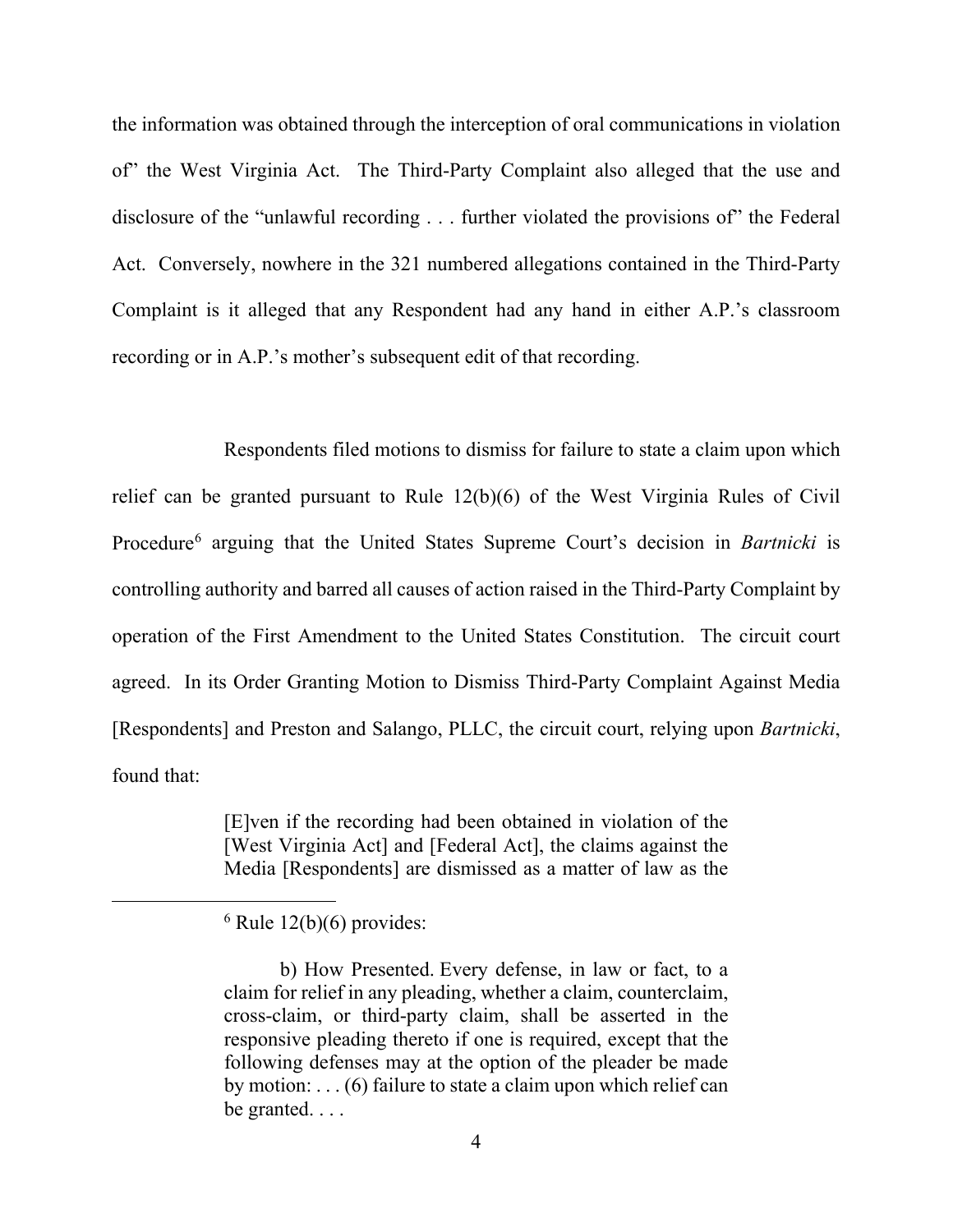the information was obtained through the interception of oral communications in violation of" the West Virginia Act. The Third-Party Complaint also alleged that the use and disclosure of the "unlawful recording . . . further violated the provisions of" the Federal Act. Conversely, nowhere in the 321 numbered allegations contained in the Third-Party Complaint is it alleged that any Respondent had any hand in either A.P.'s classroom recording or in A.P.'s mother's subsequent edit of that recording.

Respondents filed motions to dismiss for failure to state a claim upon which relief can be granted pursuant to Rule 12(b)(6) of the West Virginia Rules of Civil Procedure[6] arguing that the United States Supreme Court's decision in *Bartnicki* is controlling authority and barred all causes of action raised in the Third-Party Complaint by operation of the First Amendment to the United States Constitution. The circuit court agreed. In its Order Granting Motion to Dismiss Third-Party Complaint Against Media [Respondents] and Preston and Salango, PLLC, the circuit court, relying upon *Bartnicki*, found that:

> [E]ven if the recording had been obtained in violation of the [West Virginia Act] and [Federal Act], the claims against the Media [Respondents] are dismissed as a matter of law as the

---

[6] Rule 12(b)(6) provides:

> b) How Presented. Every defense, in law or fact, to a claim for relief in any pleading, whether a claim, counterclaim, cross-claim, or third-party claim, shall be asserted in the responsive pleading thereto if one is required, except that the following defenses may at the option of the pleader be made by motion: . . . (6) failure to state a claim upon which relief can be granted. . . .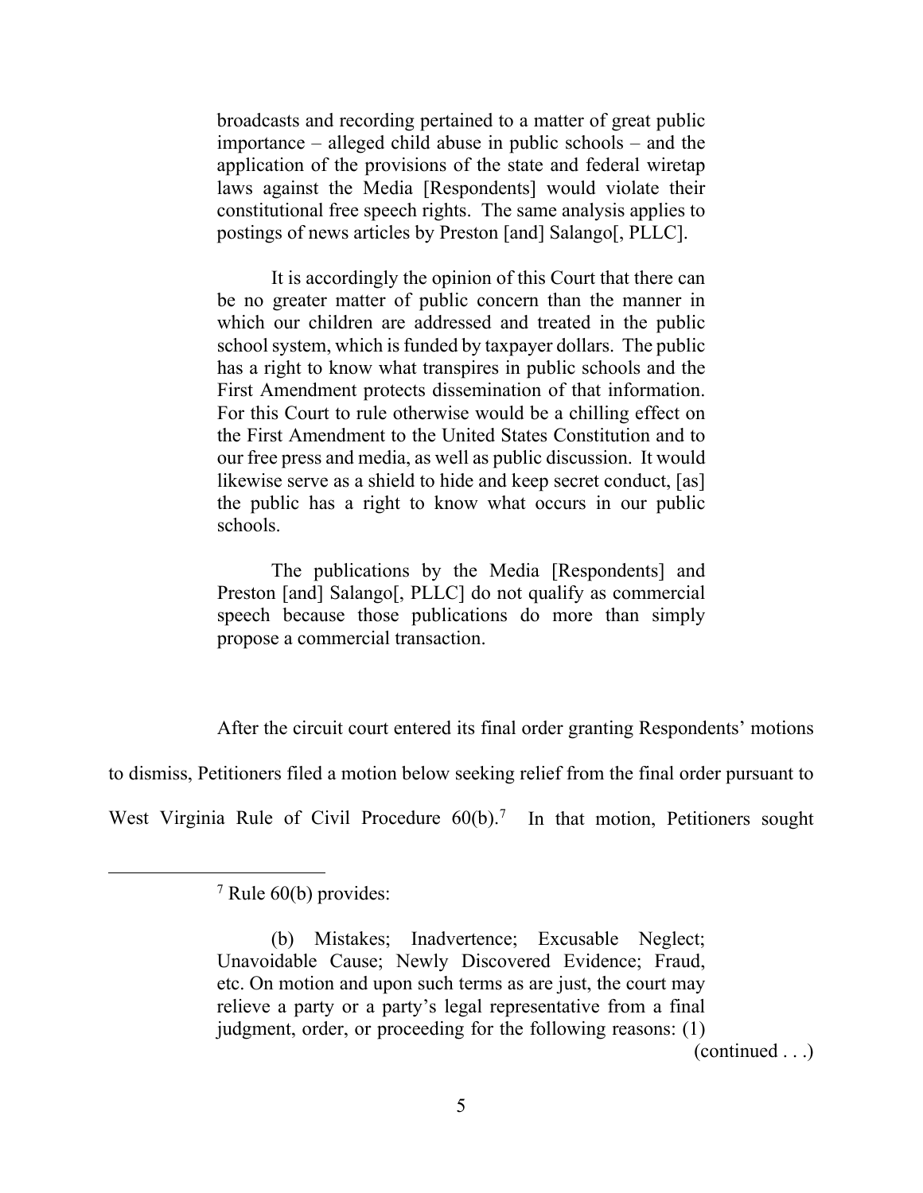> broadcasts and recording pertained to a matter of great public importance – alleged child abuse in public schools – and the application of the provisions of the state and federal wiretap laws against the Media [Respondents] would violate their constitutional free speech rights. The same analysis applies to postings of news articles by Preston [and] Salango[, PLLC].
>
> It is accordingly the opinion of this Court that there can be no greater matter of public concern than the manner in which our children are addressed and treated in the public school system, which is funded by taxpayer dollars. The public has a right to know what transpires in public schools and the First Amendment protects dissemination of that information. For this Court to rule otherwise would be a chilling effect on the First Amendment to the United States Constitution and to our free press and media, as well as public discussion. It would likewise serve as a shield to hide and keep secret conduct, [as] the public has a right to know what occurs in our public schools.
>
> The publications by the Media [Respondents] and Preston [and] Salango[, PLLC] do not qualify as commercial speech because those publications do more than simply propose a commercial transaction.

After the circuit court entered its final order granting Respondents' motions to dismiss, Petitioners filed a motion below seeking relief from the final order pursuant to West Virginia Rule of Civil Procedure 60(b).[7] In that motion, Petitioners sought

---

[7] Rule 60(b) provides:

> (b) Mistakes; Inadvertence; Excusable Neglect; Unavoidable Cause; Newly Discovered Evidence; Fraud, etc. On motion and upon such terms as are just, the court may relieve a party or a party's legal representative from a final judgment, order, or proceeding for the following reasons: (1)

(continued . . .)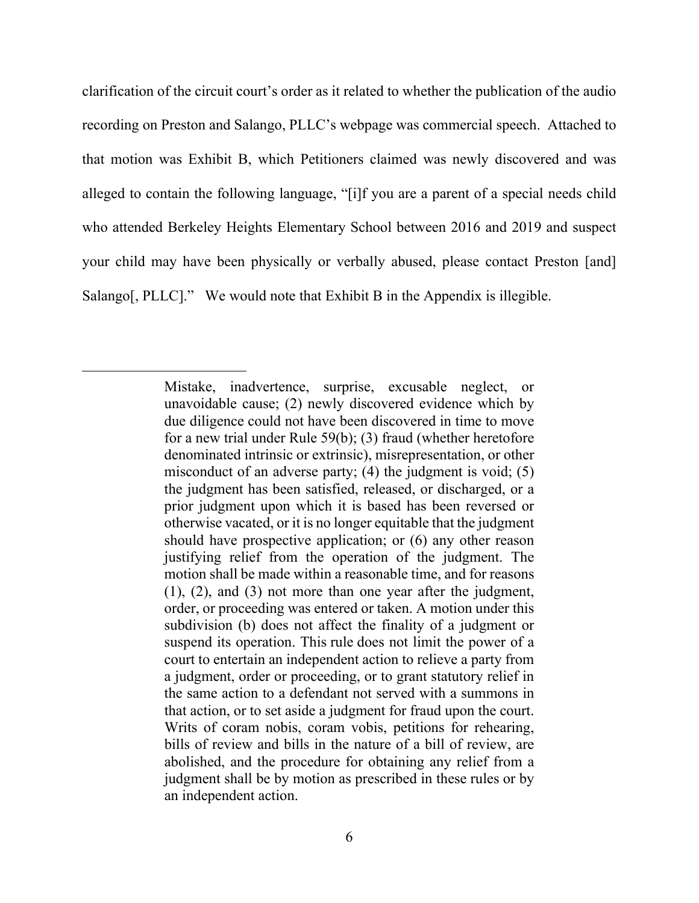clarification of the circuit court's order as it related to whether the publication of the audio recording on Preston and Salango, PLLC's webpage was commercial speech. Attached to that motion was Exhibit B, which Petitioners claimed was newly discovered and was alleged to contain the following language, "[i]f you are a parent of a special needs child who attended Berkeley Heights Elementary School between 2016 and 2019 and suspect your child may have been physically or verbally abused, please contact Preston [and] Salango[, PLLC]." We would note that Exhibit B in the Appendix is illegible.

---

> Mistake, inadvertence, surprise, excusable neglect, or unavoidable cause; (2) newly discovered evidence which by due diligence could not have been discovered in time to move for a new trial under Rule 59(b); (3) fraud (whether heretofore denominated intrinsic or extrinsic), misrepresentation, or other misconduct of an adverse party; (4) the judgment is void; (5) the judgment has been satisfied, released, or discharged, or a prior judgment upon which it is based has been reversed or otherwise vacated, or it is no longer equitable that the judgment should have prospective application; or (6) any other reason justifying relief from the operation of the judgment. The motion shall be made within a reasonable time, and for reasons (1), (2), and (3) not more than one year after the judgment, order, or proceeding was entered or taken. A motion under this subdivision (b) does not affect the finality of a judgment or suspend its operation. This rule does not limit the power of a court to entertain an independent action to relieve a party from a judgment, order or proceeding, or to grant statutory relief in the same action to a defendant not served with a summons in that action, or to set aside a judgment for fraud upon the court. Writs of coram nobis, coram vobis, petitions for rehearing, bills of review and bills in the nature of a bill of review, are abolished, and the procedure for obtaining any relief from a judgment shall be by motion as prescribed in these rules or by an independent action.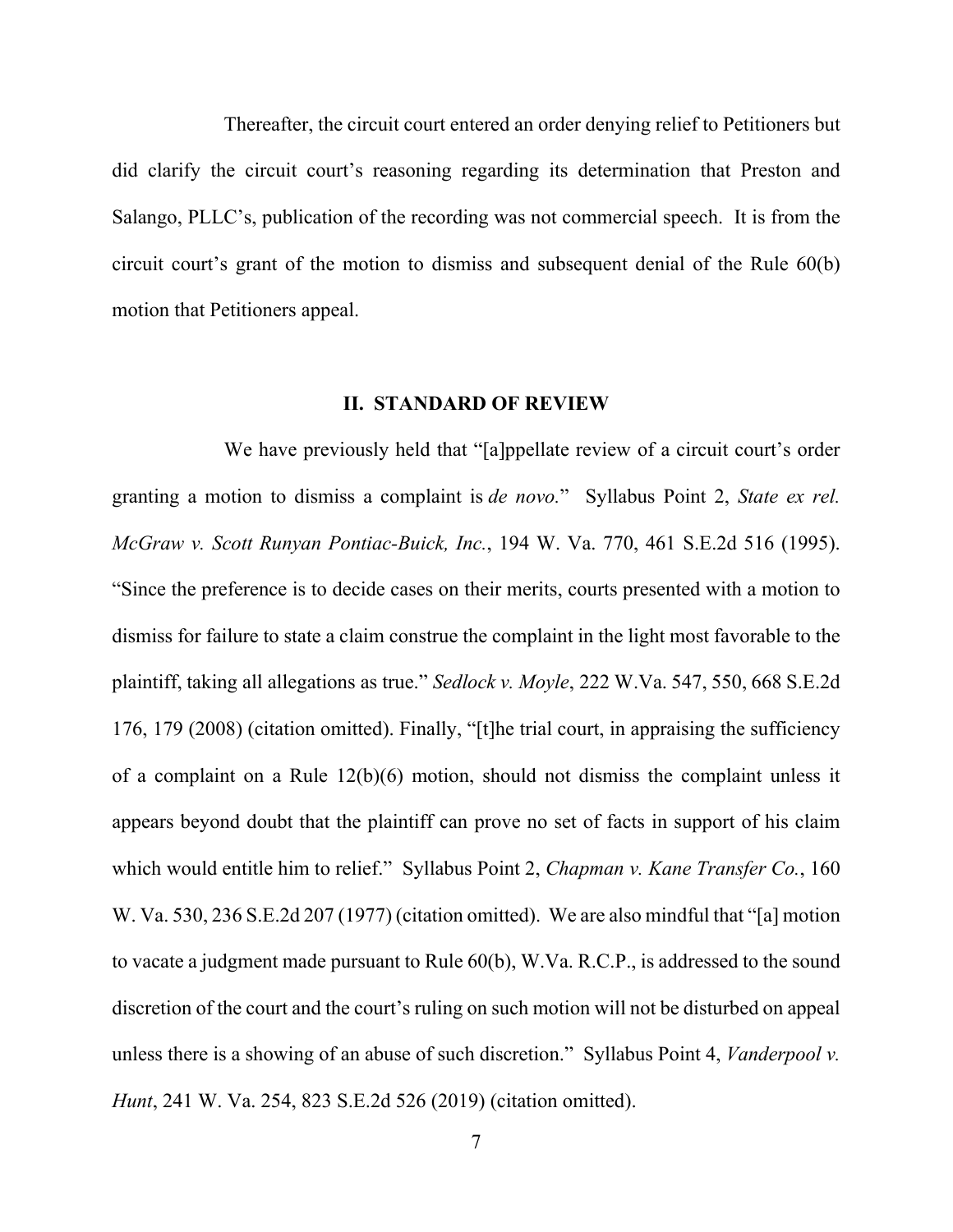Thereafter, the circuit court entered an order denying relief to Petitioners but did clarify the circuit court's reasoning regarding its determination that Preston and Salango, PLLC's, publication of the recording was not commercial speech. It is from the circuit court's grant of the motion to dismiss and subsequent denial of the Rule 60(b) motion that Petitioners appeal.

## II. STANDARD OF REVIEW

We have previously held that "[a]ppellate review of a circuit court's order granting a motion to dismiss a complaint is *de novo.*" Syllabus Point 2, *State ex rel. McGraw v. Scott Runyan Pontiac-Buick, Inc.*, 194 W. Va. 770, 461 S.E.2d 516 (1995). "Since the preference is to decide cases on their merits, courts presented with a motion to dismiss for failure to state a claim construe the complaint in the light most favorable to the plaintiff, taking all allegations as true." *Sedlock v. Moyle*, 222 W.Va. 547, 550, 668 S.E.2d 176, 179 (2008) (citation omitted). Finally, "[t]he trial court, in appraising the sufficiency of a complaint on a Rule 12(b)(6) motion, should not dismiss the complaint unless it appears beyond doubt that the plaintiff can prove no set of facts in support of his claim which would entitle him to relief." Syllabus Point 2, *Chapman v. Kane Transfer Co.*, 160 W. Va. 530, 236 S.E.2d 207 (1977) (citation omitted). We are also mindful that "[a] motion to vacate a judgment made pursuant to Rule 60(b), W.Va. R.C.P., is addressed to the sound discretion of the court and the court's ruling on such motion will not be disturbed on appeal unless there is a showing of an abuse of such discretion." Syllabus Point 4, *Vanderpool v. Hunt*, 241 W. Va. 254, 823 S.E.2d 526 (2019) (citation omitted).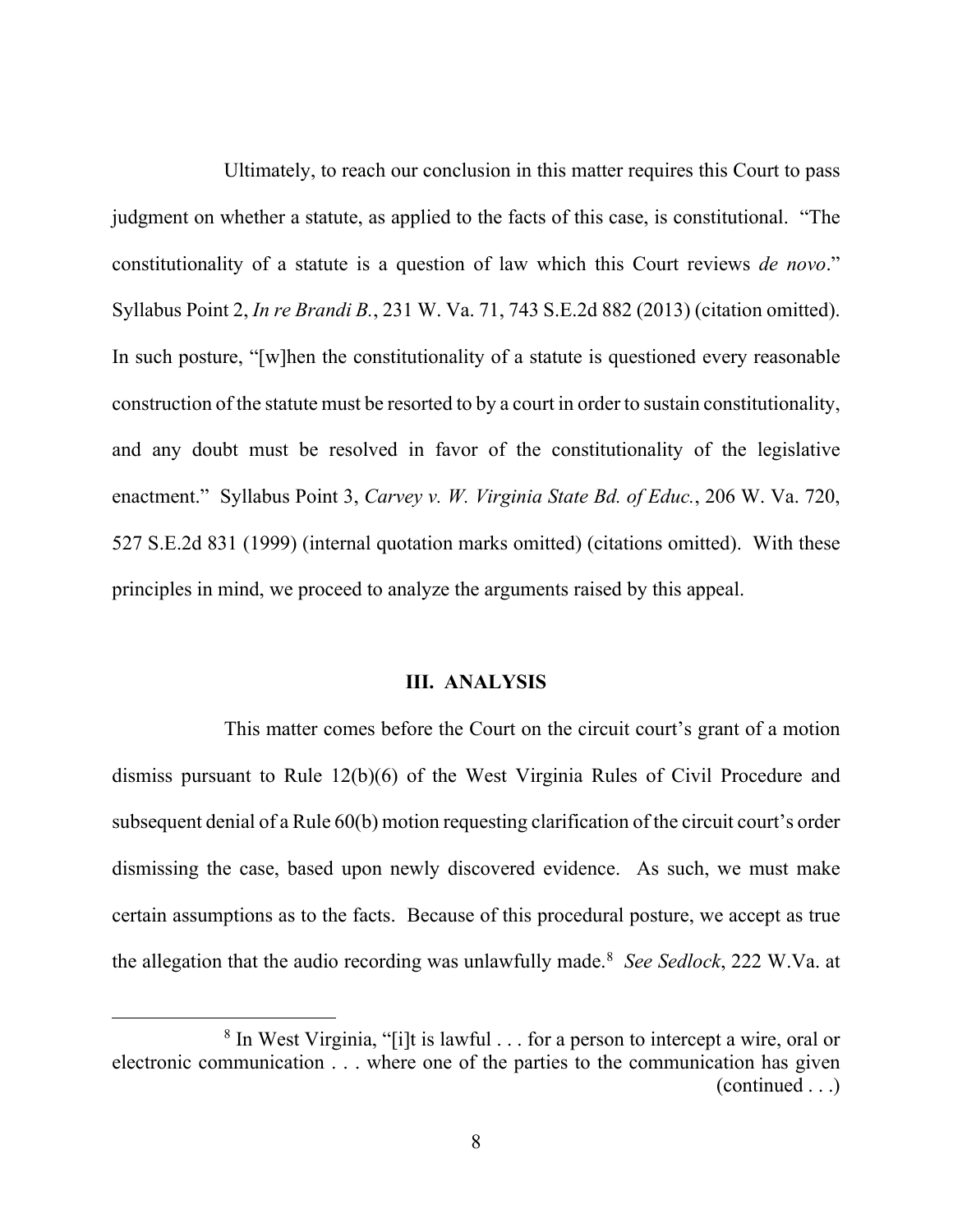Ultimately, to reach our conclusion in this matter requires this Court to pass judgment on whether a statute, as applied to the facts of this case, is constitutional. "The constitutionality of a statute is a question of law which this Court reviews *de novo*." Syllabus Point 2, *In re Brandi B.*, 231 W. Va. 71, 743 S.E.2d 882 (2013) (citation omitted). In such posture, "[w]hen the constitutionality of a statute is questioned every reasonable construction of the statute must be resorted to by a court in order to sustain constitutionality, and any doubt must be resolved in favor of the constitutionality of the legislative enactment." Syllabus Point 3, *Carvey v. W. Virginia State Bd. of Educ.*, 206 W. Va. 720, 527 S.E.2d 831 (1999) (internal quotation marks omitted) (citations omitted). With these principles in mind, we proceed to analyze the arguments raised by this appeal.

## III. ANALYSIS

This matter comes before the Court on the circuit court's grant of a motion dismiss pursuant to Rule 12(b)(6) of the West Virginia Rules of Civil Procedure and subsequent denial of a Rule 60(b) motion requesting clarification of the circuit court's order dismissing the case, based upon newly discovered evidence. As such, we must make certain assumptions as to the facts. Because of this procedural posture, we accept as true the allegation that the audio recording was unlawfully made.[8] *See Sedlock*, 222 W.Va. at

[8] In West Virginia, "[i]t is lawful . . . for a person to intercept a wire, oral or electronic communication . . . where one of the parties to the communication has given (continued . . .)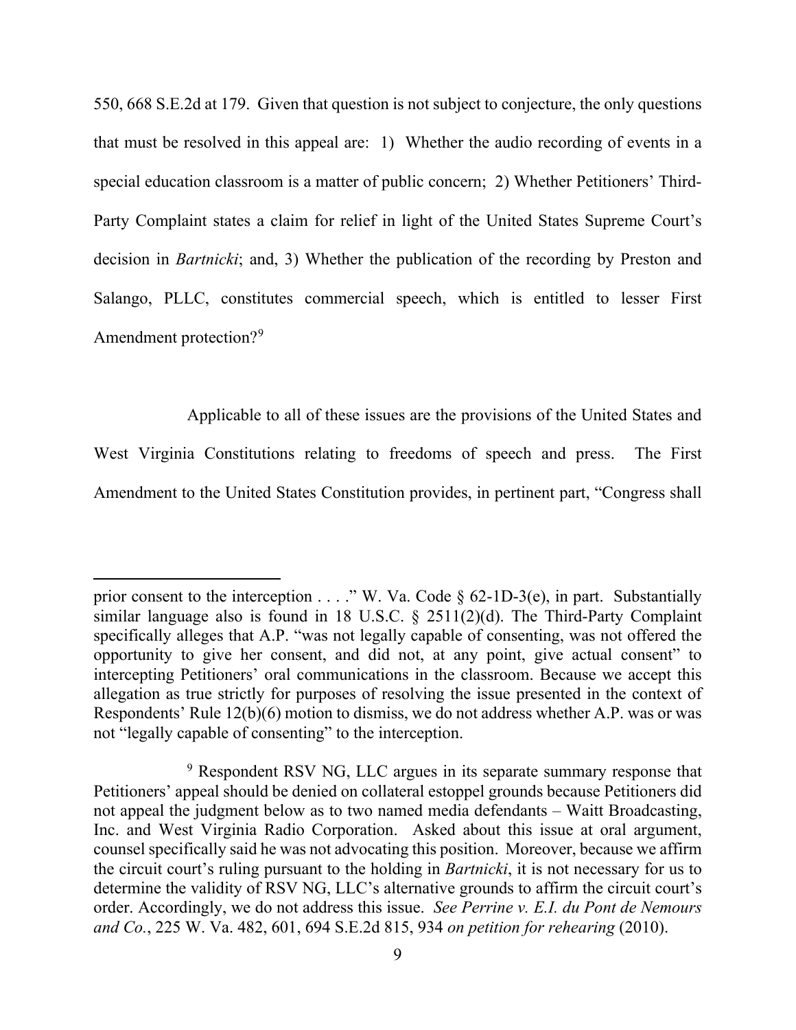550, 668 S.E.2d at 179. Given that question is not subject to conjecture, the only questions that must be resolved in this appeal are: 1) Whether the audio recording of events in a special education classroom is a matter of public concern; 2) Whether Petitioners' Third-Party Complaint states a claim for relief in light of the United States Supreme Court's decision in *Bartnicki*; and, 3) Whether the publication of the recording by Preston and Salango, PLLC, constitutes commercial speech, which is entitled to lesser First Amendment protection?[9]

Applicable to all of these issues are the provisions of the United States and West Virginia Constitutions relating to freedoms of speech and press. The First Amendment to the United States Constitution provides, in pertinent part, "Congress shall

---

prior consent to the interception . . . ." W. Va. Code § 62-1D-3(e), in part. Substantially similar language also is found in 18 U.S.C. § 2511(2)(d). The Third-Party Complaint specifically alleges that A.P. "was not legally capable of consenting, was not offered the opportunity to give her consent, and did not, at any point, give actual consent" to intercepting Petitioners' oral communications in the classroom. Because we accept this allegation as true strictly for purposes of resolving the issue presented in the context of Respondents' Rule 12(b)(6) motion to dismiss, we do not address whether A.P. was or was not "legally capable of consenting" to the interception.

[9] Respondent RSV NG, LLC argues in its separate summary response that Petitioners' appeal should be denied on collateral estoppel grounds because Petitioners did not appeal the judgment below as to two named media defendants – Waitt Broadcasting, Inc. and West Virginia Radio Corporation. Asked about this issue at oral argument, counsel specifically said he was not advocating this position. Moreover, because we affirm the circuit court's ruling pursuant to the holding in *Bartnicki*, it is not necessary for us to determine the validity of RSV NG, LLC's alternative grounds to affirm the circuit court's order. Accordingly, we do not address this issue. *See Perrine v. E.I. du Pont de Nemours and Co.*, 225 W. Va. 482, 601, 694 S.E.2d 815, 934 *on petition for rehearing* (2010).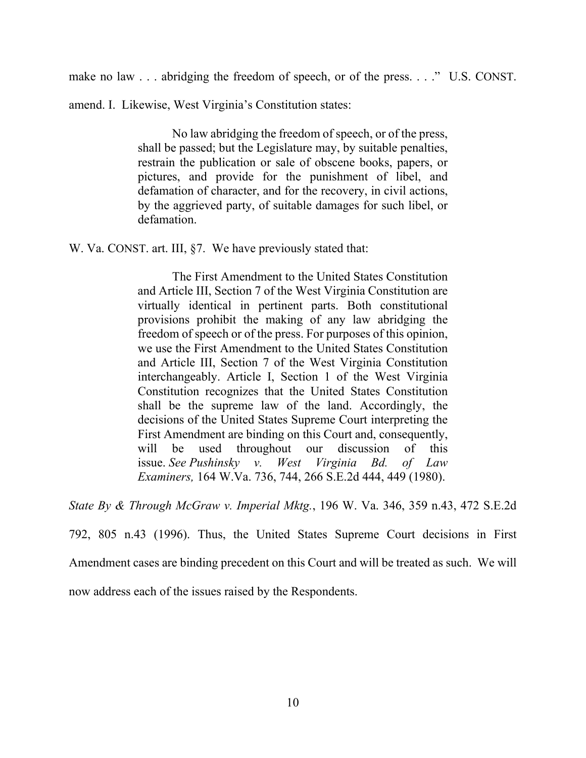make no law . . . abridging the freedom of speech, or of the press. . . ." U.S. CONST. amend. I. Likewise, West Virginia's Constitution states:

> No law abridging the freedom of speech, or of the press, shall be passed; but the Legislature may, by suitable penalties, restrain the publication or sale of obscene books, papers, or pictures, and provide for the punishment of libel, and defamation of character, and for the recovery, in civil actions, by the aggrieved party, of suitable damages for such libel, or defamation.

W. Va. CONST. art. III, §7. We have previously stated that:

> The First Amendment to the United States Constitution and Article III, Section 7 of the West Virginia Constitution are virtually identical in pertinent parts. Both constitutional provisions prohibit the making of any law abridging the freedom of speech or of the press. For purposes of this opinion, we use the First Amendment to the United States Constitution and Article III, Section 7 of the West Virginia Constitution interchangeably. Article I, Section 1 of the West Virginia Constitution recognizes that the United States Constitution shall be the supreme law of the land. Accordingly, the decisions of the United States Supreme Court interpreting the First Amendment are binding on this Court and, consequently, will be used throughout our discussion of this issue. *See Pushinsky v. West Virginia Bd. of Law Examiners,* 164 W.Va. 736, 744, 266 S.E.2d 444, 449 (1980).

*State By & Through McGraw v. Imperial Mktg.*, 196 W. Va. 346, 359 n.43, 472 S.E.2d 792, 805 n.43 (1996). Thus, the United States Supreme Court decisions in First Amendment cases are binding precedent on this Court and will be treated as such. We will now address each of the issues raised by the Respondents.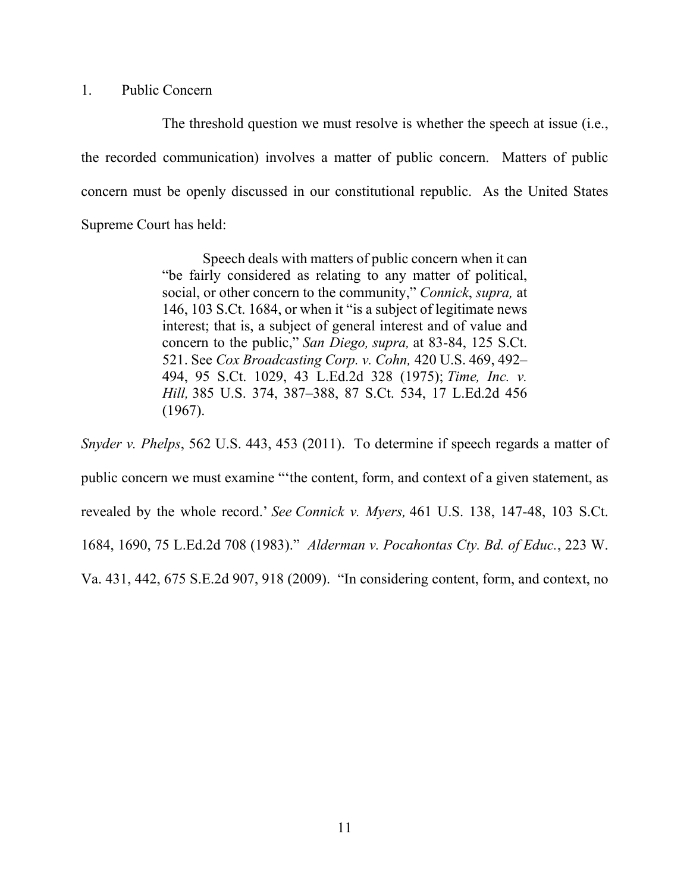1. Public Concern

The threshold question we must resolve is whether the speech at issue (i.e., the recorded communication) involves a matter of public concern. Matters of public concern must be openly discussed in our constitutional republic. As the United States Supreme Court has held:

> Speech deals with matters of public concern when it can "be fairly considered as relating to any matter of political, social, or other concern to the community," *Connick*, *supra,* at 146, 103 S.Ct. 1684, or when it "is a subject of legitimate news interest; that is, a subject of general interest and of value and concern to the public," *San Diego, supra,* at 83-84, 125 S.Ct. 521. See *Cox Broadcasting Corp. v. Cohn,* 420 U.S. 469, 492–494, 95 S.Ct. 1029, 43 L.Ed.2d 328 (1975); *Time, Inc. v. Hill,* 385 U.S. 374, 387–388, 87 S.Ct. 534, 17 L.Ed.2d 456 (1967).

*Snyder v. Phelps*, 562 U.S. 443, 453 (2011). To determine if speech regards a matter of public concern we must examine "'the content, form, and context of a given statement, as revealed by the whole record.' *See Connick v. Myers,* 461 U.S. 138, 147-48, 103 S.Ct. 1684, 1690, 75 L.Ed.2d 708 (1983)." *Alderman v. Pocahontas Cty. Bd. of Educ.*, 223 W. Va. 431, 442, 675 S.E.2d 907, 918 (2009). "In considering content, form, and context, no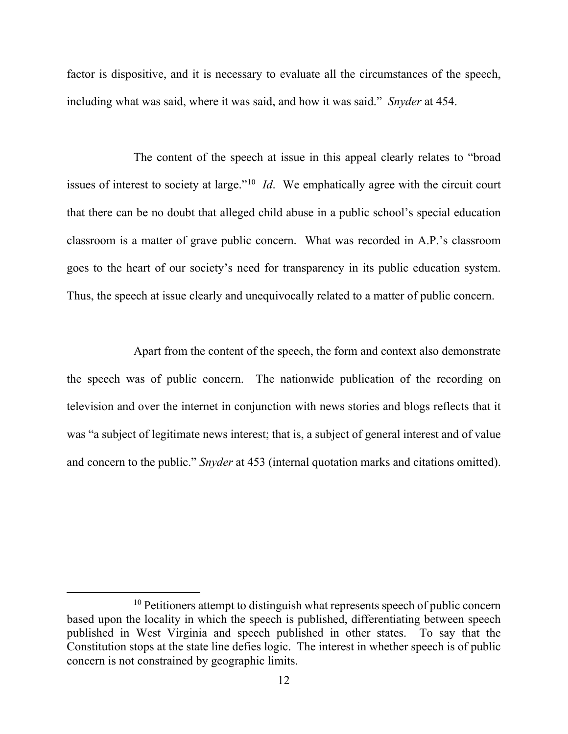factor is dispositive, and it is necessary to evaluate all the circumstances of the speech, including what was said, where it was said, and how it was said." *Snyder* at 454.

The content of the speech at issue in this appeal clearly relates to "broad issues of interest to society at large."[10] *Id*. We emphatically agree with the circuit court that there can be no doubt that alleged child abuse in a public school's special education classroom is a matter of grave public concern. What was recorded in A.P.'s classroom goes to the heart of our society's need for transparency in its public education system. Thus, the speech at issue clearly and unequivocally related to a matter of public concern.

Apart from the content of the speech, the form and context also demonstrate the speech was of public concern. The nationwide publication of the recording on television and over the internet in conjunction with news stories and blogs reflects that it was "a subject of legitimate news interest; that is, a subject of general interest and of value and concern to the public." *Snyder* at 453 (internal quotation marks and citations omitted).

---

[10] Petitioners attempt to distinguish what represents speech of public concern based upon the locality in which the speech is published, differentiating between speech published in West Virginia and speech published in other states. To say that the Constitution stops at the state line defies logic. The interest in whether speech is of public concern is not constrained by geographic limits.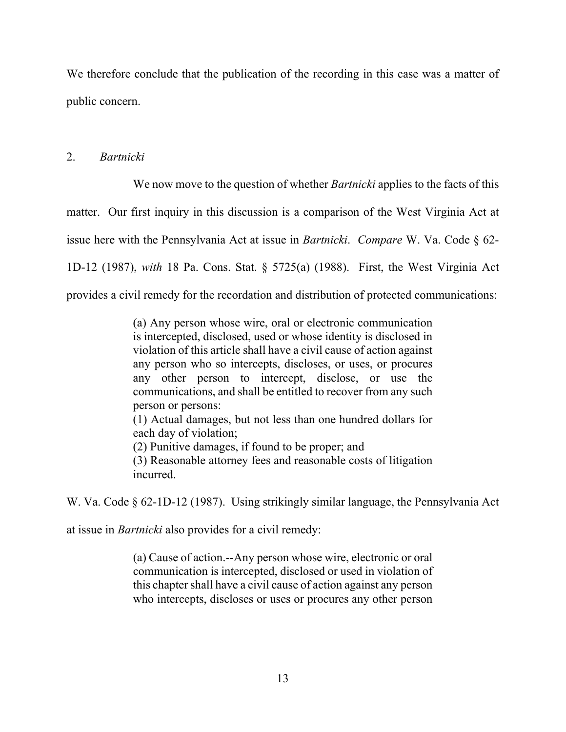We therefore conclude that the publication of the recording in this case was a matter of public concern.

### 2. *Bartnicki*

We now move to the question of whether *Bartnicki* applies to the facts of this matter. Our first inquiry in this discussion is a comparison of the West Virginia Act at issue here with the Pennsylvania Act at issue in *Bartnicki*. *Compare* W. Va. Code § 62-1D-12 (1987), *with* 18 Pa. Cons. Stat. § 5725(a) (1988). First, the West Virginia Act provides a civil remedy for the recordation and distribution of protected communications:

> (a) Any person whose wire, oral or electronic communication is intercepted, disclosed, used or whose identity is disclosed in violation of this article shall have a civil cause of action against any person who so intercepts, discloses, or uses, or procures any other person to intercept, disclose, or use the communications, and shall be entitled to recover from any such person or persons:
>
> (1) Actual damages, but not less than one hundred dollars for each day of violation;
>
> (2) Punitive damages, if found to be proper; and
>
> (3) Reasonable attorney fees and reasonable costs of litigation incurred.

W. Va. Code § 62-1D-12 (1987). Using strikingly similar language, the Pennsylvania Act at issue in *Bartnicki* also provides for a civil remedy:

> (a) Cause of action.--Any person whose wire, electronic or oral communication is intercepted, disclosed or used in violation of this chapter shall have a civil cause of action against any person who intercepts, discloses or uses or procures any other person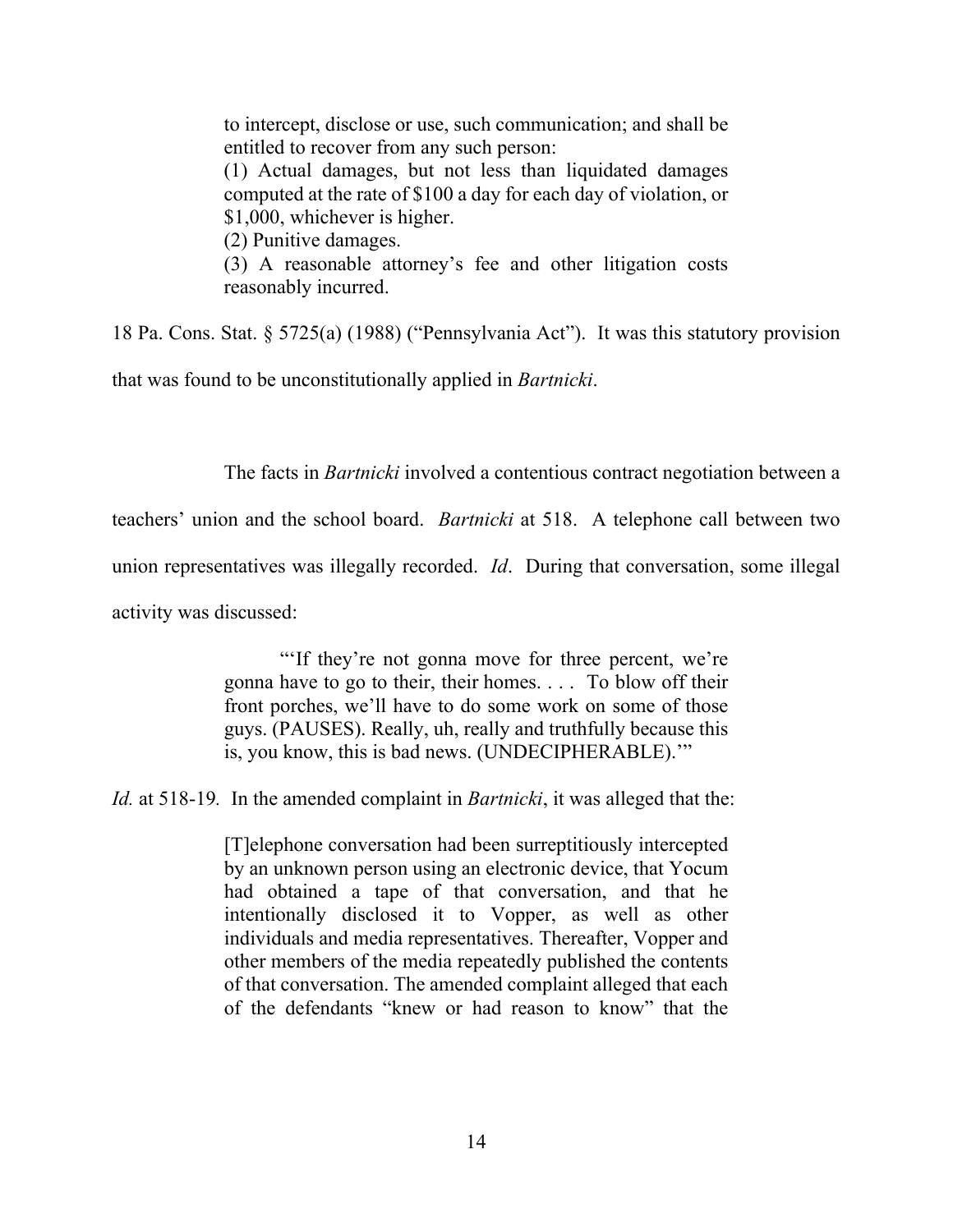> to intercept, disclose or use, such communication; and shall be entitled to recover from any such person:
>
> (1) Actual damages, but not less than liquidated damages computed at the rate of $100 a day for each day of violation, or $1,000, whichever is higher.
>
> (2) Punitive damages.
>
> (3) A reasonable attorney's fee and other litigation costs reasonably incurred.

18 Pa. Cons. Stat. § 5725(a) (1988) ("Pennsylvania Act"). It was this statutory provision that was found to be unconstitutionally applied in *Bartnicki*.

The facts in *Bartnicki* involved a contentious contract negotiation between a teachers' union and the school board. *Bartnicki* at 518. A telephone call between two union representatives was illegally recorded. *Id*. During that conversation, some illegal activity was discussed:

> "'If they're not gonna move for three percent, we're gonna have to go to their, their homes. . . . To blow off their front porches, we'll have to do some work on some of those guys. (PAUSES). Really, uh, really and truthfully because this is, you know, this is bad news. (UNDECIPHERABLE).'"

*Id.* at 518-19. In the amended complaint in *Bartnicki*, it was alleged that the:

> [T]elephone conversation had been surreptitiously intercepted by an unknown person using an electronic device, that Yocum had obtained a tape of that conversation, and that he intentionally disclosed it to Vopper, as well as other individuals and media representatives. Thereafter, Vopper and other members of the media repeatedly published the contents of that conversation. The amended complaint alleged that each of the defendants "knew or had reason to know" that the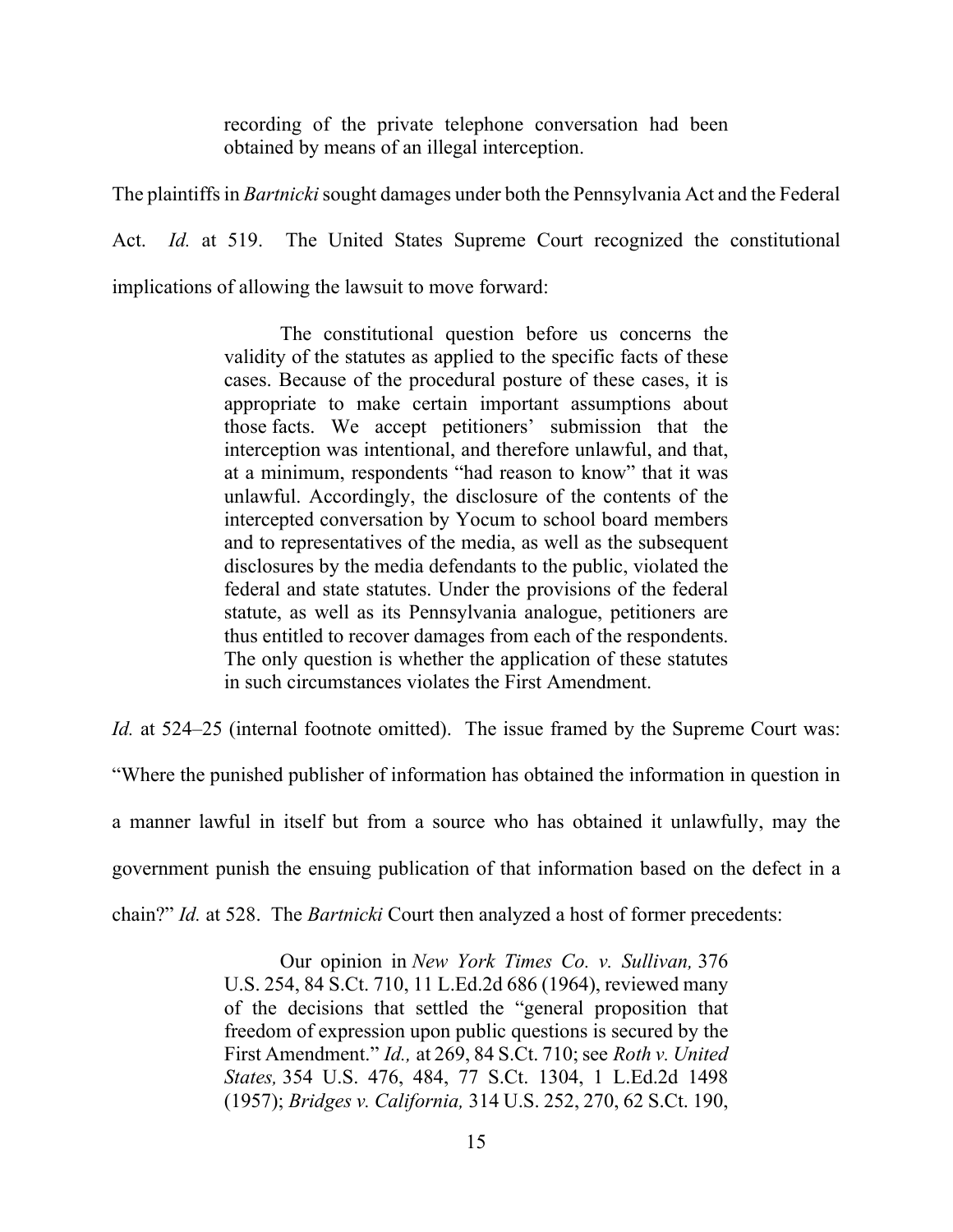> recording of the private telephone conversation had been obtained by means of an illegal interception.

The plaintiffs in *Bartnicki* sought damages under both the Pennsylvania Act and the Federal Act. *Id.* at 519. The United States Supreme Court recognized the constitutional implications of allowing the lawsuit to move forward:

> The constitutional question before us concerns the validity of the statutes as applied to the specific facts of these cases. Because of the procedural posture of these cases, it is appropriate to make certain important assumptions about those facts. We accept petitioners' submission that the interception was intentional, and therefore unlawful, and that, at a minimum, respondents "had reason to know" that it was unlawful. Accordingly, the disclosure of the contents of the intercepted conversation by Yocum to school board members and to representatives of the media, as well as the subsequent disclosures by the media defendants to the public, violated the federal and state statutes. Under the provisions of the federal statute, as well as its Pennsylvania analogue, petitioners are thus entitled to recover damages from each of the respondents. The only question is whether the application of these statutes in such circumstances violates the First Amendment.

*Id.* at 524–25 (internal footnote omitted). The issue framed by the Supreme Court was: "Where the punished publisher of information has obtained the information in question in a manner lawful in itself but from a source who has obtained it unlawfully, may the government punish the ensuing publication of that information based on the defect in a chain?" *Id.* at 528. The *Bartnicki* Court then analyzed a host of former precedents:

> Our opinion in *New York Times Co. v. Sullivan,* 376 U.S. 254, 84 S.Ct. 710, 11 L.Ed.2d 686 (1964), reviewed many of the decisions that settled the "general proposition that freedom of expression upon public questions is secured by the First Amendment." *Id.,* at 269, 84 S.Ct. 710; see *Roth v. United States,* 354 U.S. 476, 484, 77 S.Ct. 1304, 1 L.Ed.2d 1498 (1957); *Bridges v. California,* 314 U.S. 252, 270, 62 S.Ct. 190,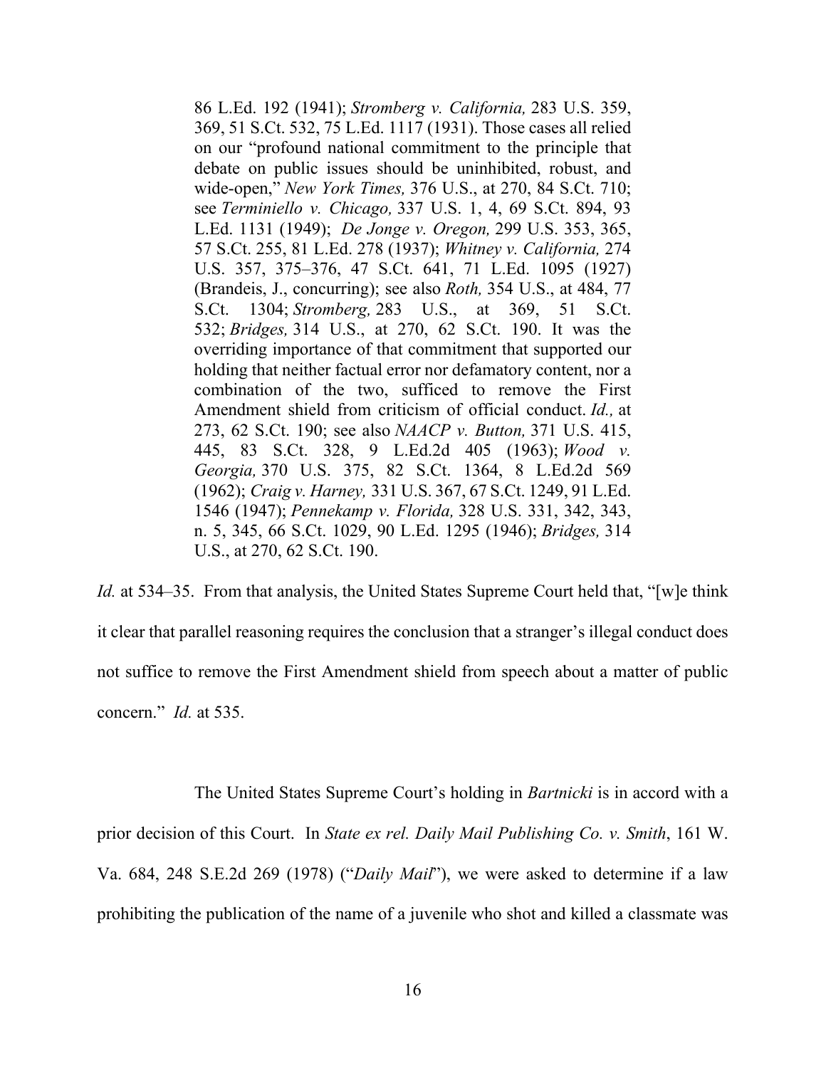> 86 L.Ed. 192 (1941); *Stromberg v. California,* 283 U.S. 359, 369, 51 S.Ct. 532, 75 L.Ed. 1117 (1931). Those cases all relied on our "profound national commitment to the principle that debate on public issues should be uninhibited, robust, and wide-open," *New York Times,* 376 U.S., at 270, 84 S.Ct. 710; see *Terminiello v. Chicago,* 337 U.S. 1, 4, 69 S.Ct. 894, 93 L.Ed. 1131 (1949); *De Jonge v. Oregon,* 299 U.S. 353, 365, 57 S.Ct. 255, 81 L.Ed. 278 (1937); *Whitney v. California,* 274 U.S. 357, 375–376, 47 S.Ct. 641, 71 L.Ed. 1095 (1927) (Brandeis, J., concurring); see also *Roth,* 354 U.S., at 484, 77 S.Ct. 1304; *Stromberg,* 283 U.S., at 369, 51 S.Ct. 532; *Bridges,* 314 U.S., at 270, 62 S.Ct. 190. It was the overriding importance of that commitment that supported our holding that neither factual error nor defamatory content, nor a combination of the two, sufficed to remove the First Amendment shield from criticism of official conduct. *Id.,* at 273, 62 S.Ct. 190; see also *NAACP v. Button,* 371 U.S. 415, 445, 83 S.Ct. 328, 9 L.Ed.2d 405 (1963); *Wood v. Georgia,* 370 U.S. 375, 82 S.Ct. 1364, 8 L.Ed.2d 569 (1962); *Craig v. Harney,* 331 U.S. 367, 67 S.Ct. 1249, 91 L.Ed. 1546 (1947); *Pennekamp v. Florida,* 328 U.S. 331, 342, 343, n. 5, 345, 66 S.Ct. 1029, 90 L.Ed. 1295 (1946); *Bridges,* 314 U.S., at 270, 62 S.Ct. 190.

*Id.* at 534–35. From that analysis, the United States Supreme Court held that, "[w]e think it clear that parallel reasoning requires the conclusion that a stranger's illegal conduct does not suffice to remove the First Amendment shield from speech about a matter of public concern." *Id.* at 535.

The United States Supreme Court's holding in *Bartnicki* is in accord with a prior decision of this Court. In *State ex rel. Daily Mail Publishing Co. v. Smith*, 161 W. Va. 684, 248 S.E.2d 269 (1978) ("*Daily Mail*"), we were asked to determine if a law prohibiting the publication of the name of a juvenile who shot and killed a classmate was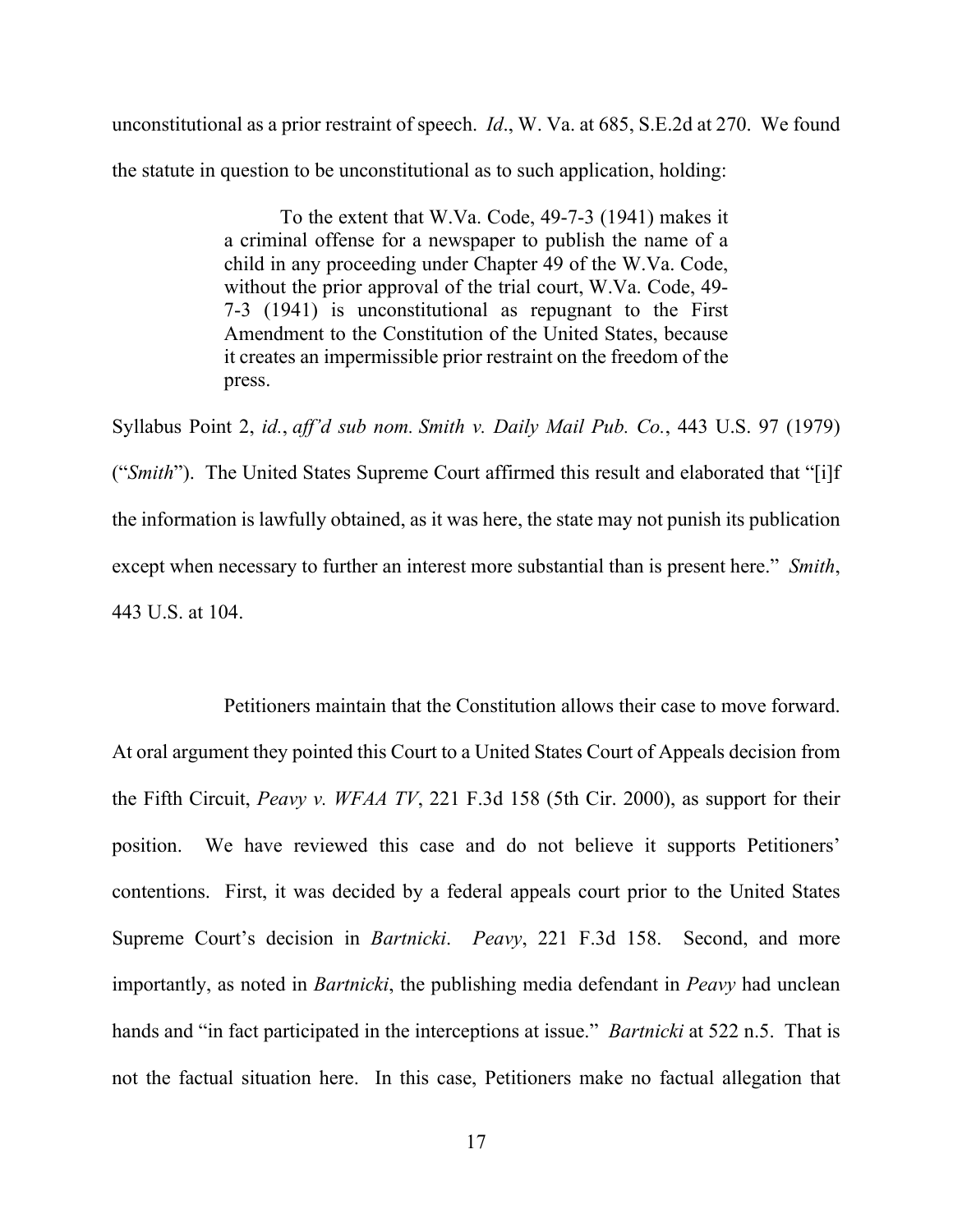unconstitutional as a prior restraint of speech. *Id*., W. Va. at 685, S.E.2d at 270. We found the statute in question to be unconstitutional as to such application, holding:

> To the extent that W.Va. Code, 49-7-3 (1941) makes it a criminal offense for a newspaper to publish the name of a child in any proceeding under Chapter 49 of the W.Va. Code, without the prior approval of the trial court, W.Va. Code, 49-7-3 (1941) is unconstitutional as repugnant to the First Amendment to the Constitution of the United States, because it creates an impermissible prior restraint on the freedom of the press.

Syllabus Point 2, *id.*, *aff'd sub nom. Smith v. Daily Mail Pub. Co.*, 443 U.S. 97 (1979) ("*Smith*"). The United States Supreme Court affirmed this result and elaborated that "[i]f the information is lawfully obtained, as it was here, the state may not punish its publication except when necessary to further an interest more substantial than is present here." *Smith*, 443 U.S. at 104.

Petitioners maintain that the Constitution allows their case to move forward. At oral argument they pointed this Court to a United States Court of Appeals decision from the Fifth Circuit, *Peavy v. WFAA TV*, 221 F.3d 158 (5th Cir. 2000), as support for their position. We have reviewed this case and do not believe it supports Petitioners' contentions. First, it was decided by a federal appeals court prior to the United States Supreme Court's decision in *Bartnicki*. *Peavy*, 221 F.3d 158. Second, and more importantly, as noted in *Bartnicki*, the publishing media defendant in *Peavy* had unclean hands and "in fact participated in the interceptions at issue." *Bartnicki* at 522 n.5. That is not the factual situation here. In this case, Petitioners make no factual allegation that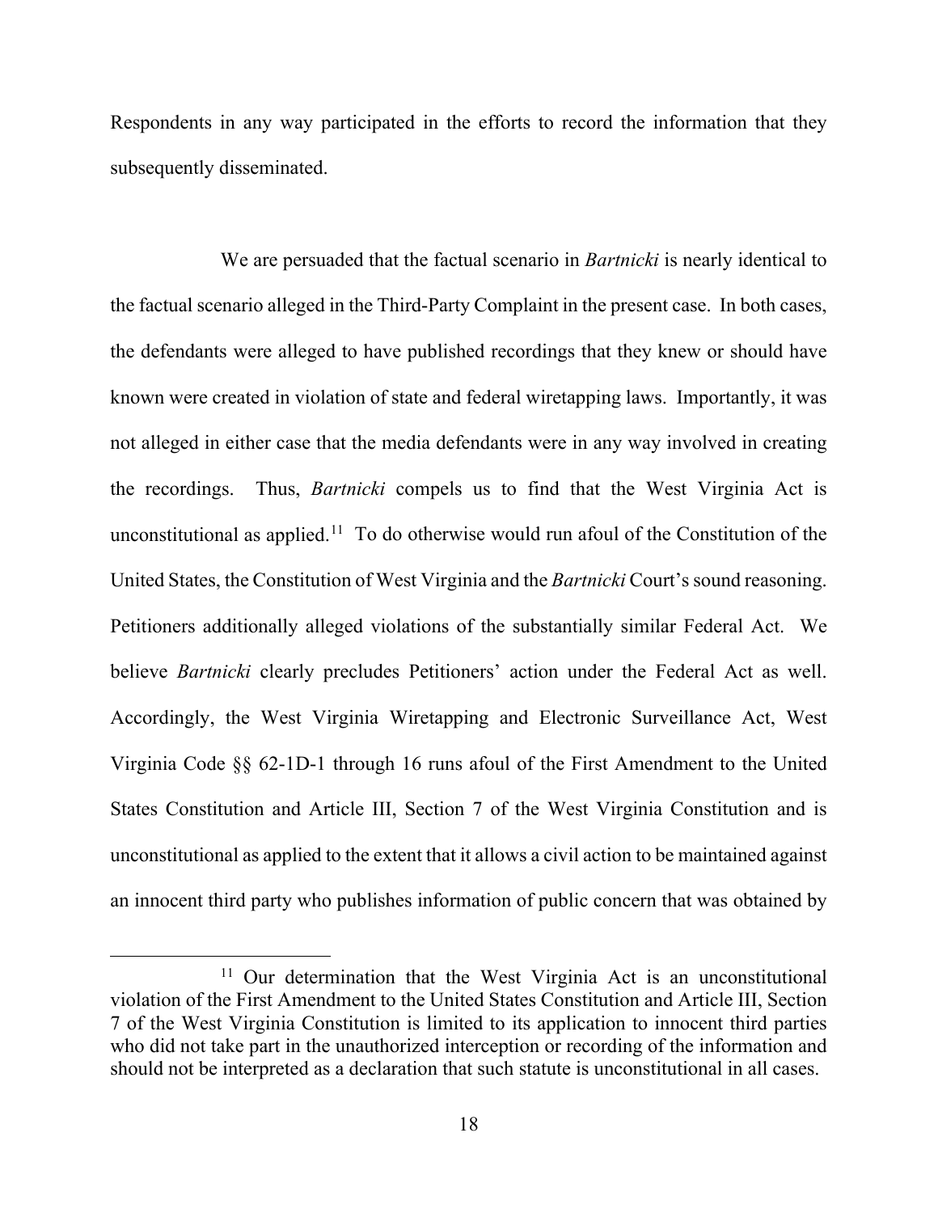Respondents in any way participated in the efforts to record the information that they subsequently disseminated.

We are persuaded that the factual scenario in *Bartnicki* is nearly identical to the factual scenario alleged in the Third-Party Complaint in the present case. In both cases, the defendants were alleged to have published recordings that they knew or should have known were created in violation of state and federal wiretapping laws. Importantly, it was not alleged in either case that the media defendants were in any way involved in creating the recordings. Thus, *Bartnicki* compels us to find that the West Virginia Act is unconstitutional as applied.[11] To do otherwise would run afoul of the Constitution of the United States, the Constitution of West Virginia and the *Bartnicki* Court's sound reasoning. Petitioners additionally alleged violations of the substantially similar Federal Act. We believe *Bartnicki* clearly precludes Petitioners' action under the Federal Act as well. Accordingly, the West Virginia Wiretapping and Electronic Surveillance Act, West Virginia Code §§ 62-1D-1 through 16 runs afoul of the First Amendment to the United States Constitution and Article III, Section 7 of the West Virginia Constitution and is unconstitutional as applied to the extent that it allows a civil action to be maintained against an innocent third party who publishes information of public concern that was obtained by

---

[11] Our determination that the West Virginia Act is an unconstitutional violation of the First Amendment to the United States Constitution and Article III, Section 7 of the West Virginia Constitution is limited to its application to innocent third parties who did not take part in the unauthorized interception or recording of the information and should not be interpreted as a declaration that such statute is unconstitutional in all cases.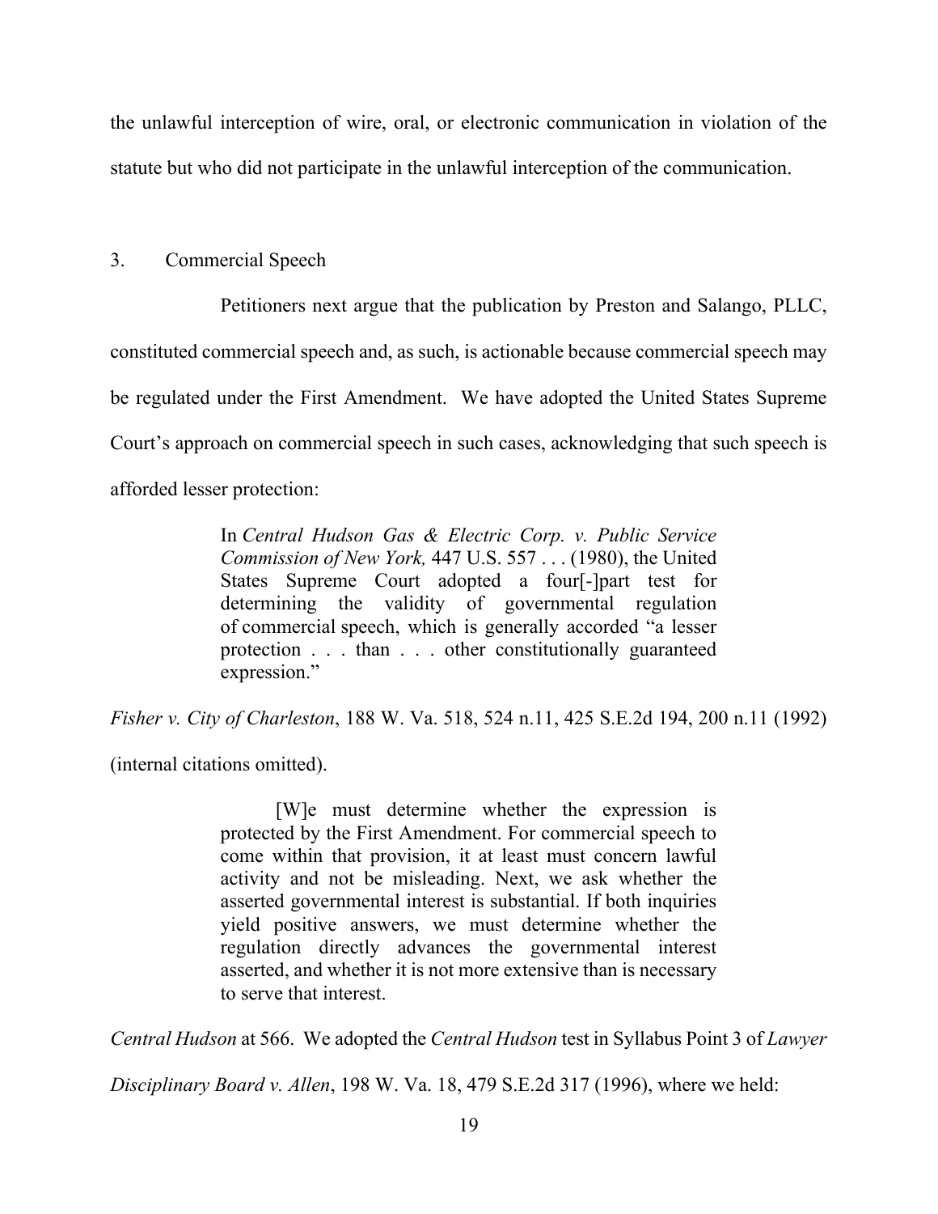the unlawful interception of wire, oral, or electronic communication in violation of the statute but who did not participate in the unlawful interception of the communication.

### 3. Commercial Speech

Petitioners next argue that the publication by Preston and Salango, PLLC, constituted commercial speech and, as such, is actionable because commercial speech may be regulated under the First Amendment. We have adopted the United States Supreme Court's approach on commercial speech in such cases, acknowledging that such speech is afforded lesser protection:

> In *Central Hudson Gas & Electric Corp. v. Public Service Commission of New York,* 447 U.S. 557 . . . (1980), the United States Supreme Court adopted a four[-]part test for determining the validity of governmental regulation of commercial speech, which is generally accorded "a lesser protection . . . than . . . other constitutionally guaranteed expression."

*Fisher v. City of Charleston*, 188 W. Va. 518, 524 n.11, 425 S.E.2d 194, 200 n.11 (1992) (internal citations omitted).

> [W]e must determine whether the expression is protected by the First Amendment. For commercial speech to come within that provision, it at least must concern lawful activity and not be misleading. Next, we ask whether the asserted governmental interest is substantial. If both inquiries yield positive answers, we must determine whether the regulation directly advances the governmental interest asserted, and whether it is not more extensive than is necessary to serve that interest.

*Central Hudson* at 566. We adopted the *Central Hudson* test in Syllabus Point 3 of *Lawyer Disciplinary Board v. Allen*, 198 W. Va. 18, 479 S.E.2d 317 (1996), where we held: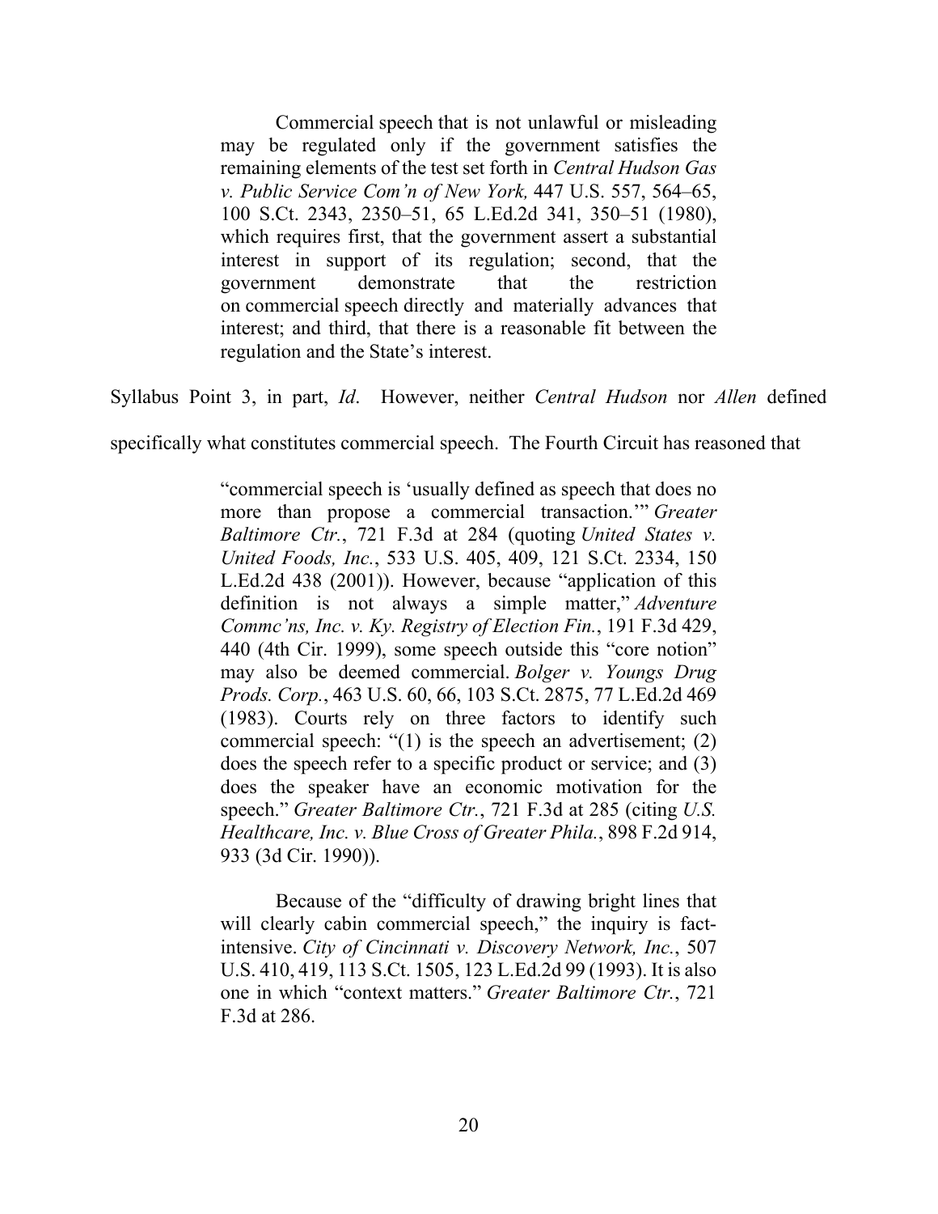> Commercial speech that is not unlawful or misleading may be regulated only if the government satisfies the remaining elements of the test set forth in *Central Hudson Gas v. Public Service Com'n of New York,* 447 U.S. 557, 564–65, 100 S.Ct. 2343, 2350–51, 65 L.Ed.2d 341, 350–51 (1980), which requires first, that the government assert a substantial interest in support of its regulation; second, that the government demonstrate that the restriction on commercial speech directly and materially advances that interest; and third, that there is a reasonable fit between the regulation and the State's interest.

Syllabus Point 3, in part, *Id*. However, neither *Central Hudson* nor *Allen* defined specifically what constitutes commercial speech. The Fourth Circuit has reasoned that

> "commercial speech is 'usually defined as speech that does no more than propose a commercial transaction.'" *Greater Baltimore Ctr.*, 721 F.3d at 284 (quoting *United States v. United Foods, Inc.*, 533 U.S. 405, 409, 121 S.Ct. 2334, 150 L.Ed.2d 438 (2001)). However, because "application of this definition is not always a simple matter," *Adventure Commc'ns, Inc. v. Ky. Registry of Election Fin.*, 191 F.3d 429, 440 (4th Cir. 1999), some speech outside this "core notion" may also be deemed commercial. *Bolger v. Youngs Drug Prods. Corp.*, 463 U.S. 60, 66, 103 S.Ct. 2875, 77 L.Ed.2d 469 (1983). Courts rely on three factors to identify such commercial speech: "(1) is the speech an advertisement; (2) does the speech refer to a specific product or service; and (3) does the speaker have an economic motivation for the speech." *Greater Baltimore Ctr.*, 721 F.3d at 285 (citing *U.S. Healthcare, Inc. v. Blue Cross of Greater Phila.*, 898 F.2d 914, 933 (3d Cir. 1990)).
>
> Because of the "difficulty of drawing bright lines that will clearly cabin commercial speech," the inquiry is fact-intensive. *City of Cincinnati v. Discovery Network, Inc.*, 507 U.S. 410, 419, 113 S.Ct. 1505, 123 L.Ed.2d 99 (1993). It is also one in which "context matters." *Greater Baltimore Ctr.*, 721 F.3d at 286.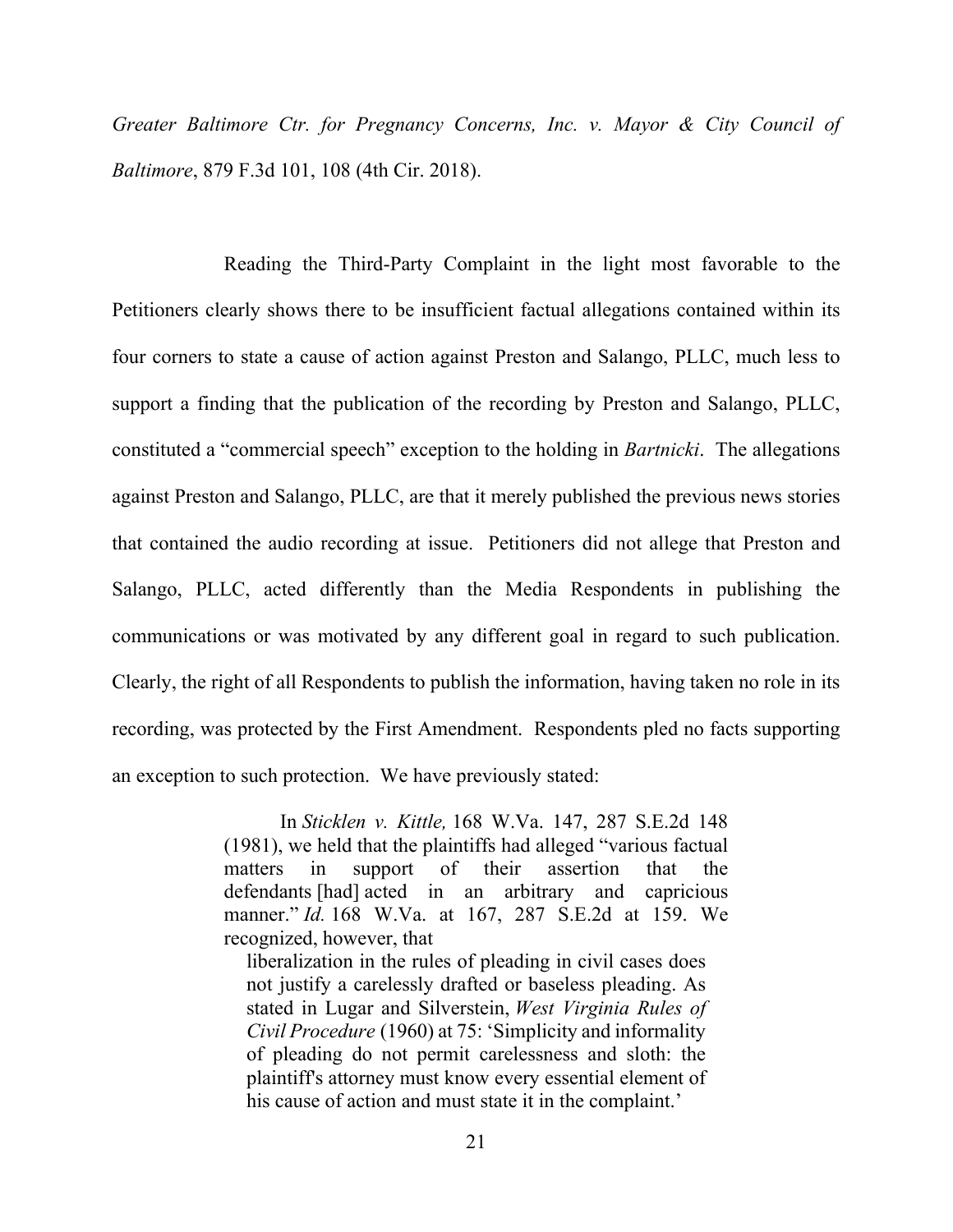*Greater Baltimore Ctr. for Pregnancy Concerns, Inc. v. Mayor & City Council of Baltimore*, 879 F.3d 101, 108 (4th Cir. 2018).

Reading the Third-Party Complaint in the light most favorable to the Petitioners clearly shows there to be insufficient factual allegations contained within its four corners to state a cause of action against Preston and Salango, PLLC, much less to support a finding that the publication of the recording by Preston and Salango, PLLC, constituted a "commercial speech" exception to the holding in *Bartnicki*. The allegations against Preston and Salango, PLLC, are that it merely published the previous news stories that contained the audio recording at issue. Petitioners did not allege that Preston and Salango, PLLC, acted differently than the Media Respondents in publishing the communications or was motivated by any different goal in regard to such publication. Clearly, the right of all Respondents to publish the information, having taken no role in its recording, was protected by the First Amendment. Respondents pled no facts supporting an exception to such protection. We have previously stated:

> In *Sticklen v. Kittle,* 168 W.Va. 147, 287 S.E.2d 148 (1981), we held that the plaintiffs had alleged "various factual matters in support of their assertion that the defendants [had] acted in an arbitrary and capricious manner." *Id.* 168 W.Va. at 167, 287 S.E.2d at 159. We recognized, however, that
>
> > liberalization in the rules of pleading in civil cases does not justify a carelessly drafted or baseless pleading. As stated in Lugar and Silverstein, *West Virginia Rules of Civil Procedure* (1960) at 75: 'Simplicity and informality of pleading do not permit carelessness and sloth: the plaintiff's attorney must know every essential element of his cause of action and must state it in the complaint.'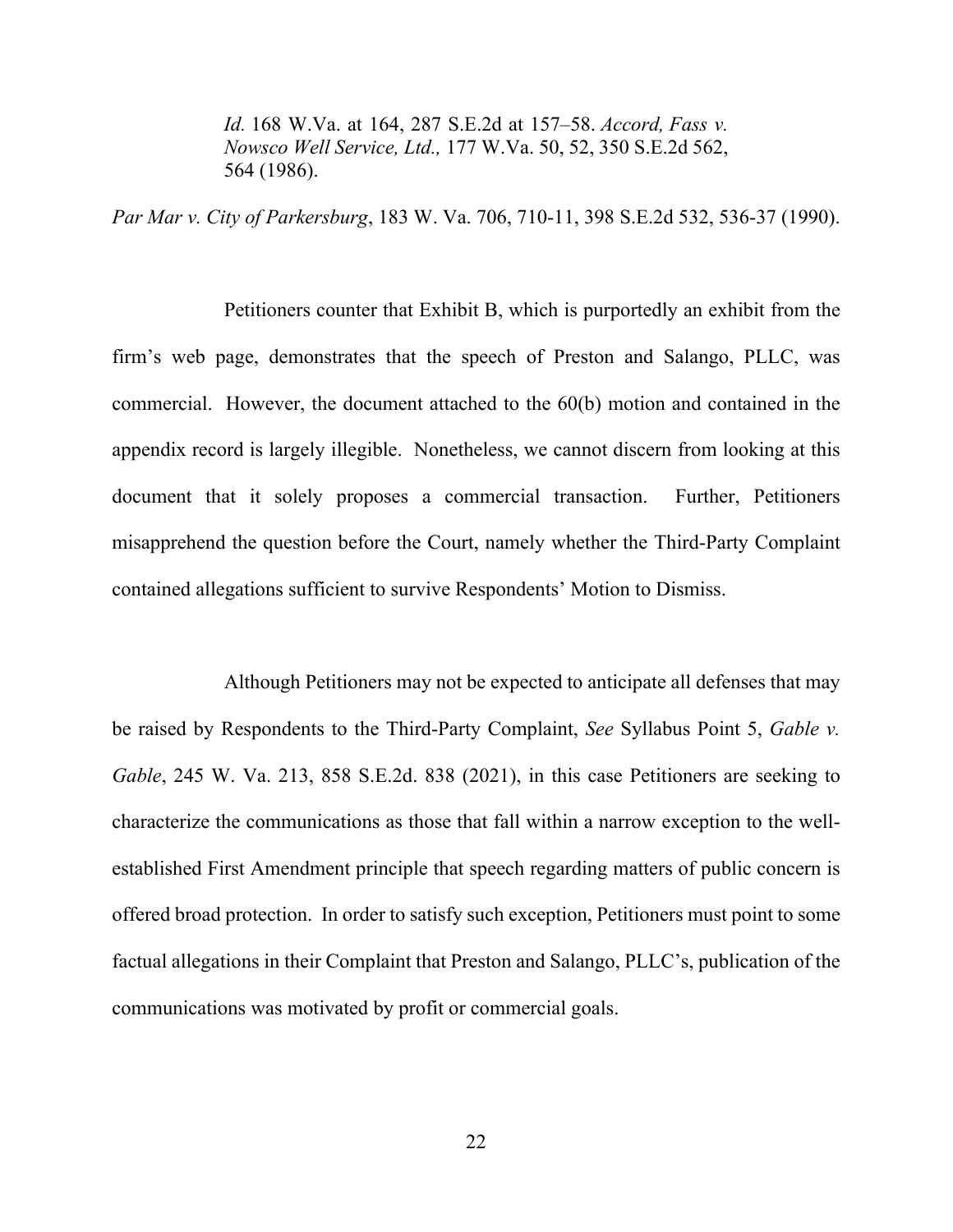> *Id.* 168 W.Va. at 164, 287 S.E.2d at 157–58. *Accord, Fass v. Nowsco Well Service, Ltd.,* 177 W.Va. 50, 52, 350 S.E.2d 562, 564 (1986).

*Par Mar v. City of Parkersburg*, 183 W. Va. 706, 710-11, 398 S.E.2d 532, 536-37 (1990).

Petitioners counter that Exhibit B, which is purportedly an exhibit from the firm's web page, demonstrates that the speech of Preston and Salango, PLLC, was commercial. However, the document attached to the 60(b) motion and contained in the appendix record is largely illegible. Nonetheless, we cannot discern from looking at this document that it solely proposes a commercial transaction. Further, Petitioners misapprehend the question before the Court, namely whether the Third-Party Complaint contained allegations sufficient to survive Respondents' Motion to Dismiss.

Although Petitioners may not be expected to anticipate all defenses that may be raised by Respondents to the Third-Party Complaint, *See* Syllabus Point 5, *Gable v. Gable*, 245 W. Va. 213, 858 S.E.2d. 838 (2021), in this case Petitioners are seeking to characterize the communications as those that fall within a narrow exception to the well-established First Amendment principle that speech regarding matters of public concern is offered broad protection. In order to satisfy such exception, Petitioners must point to some factual allegations in their Complaint that Preston and Salango, PLLC's, publication of the communications was motivated by profit or commercial goals.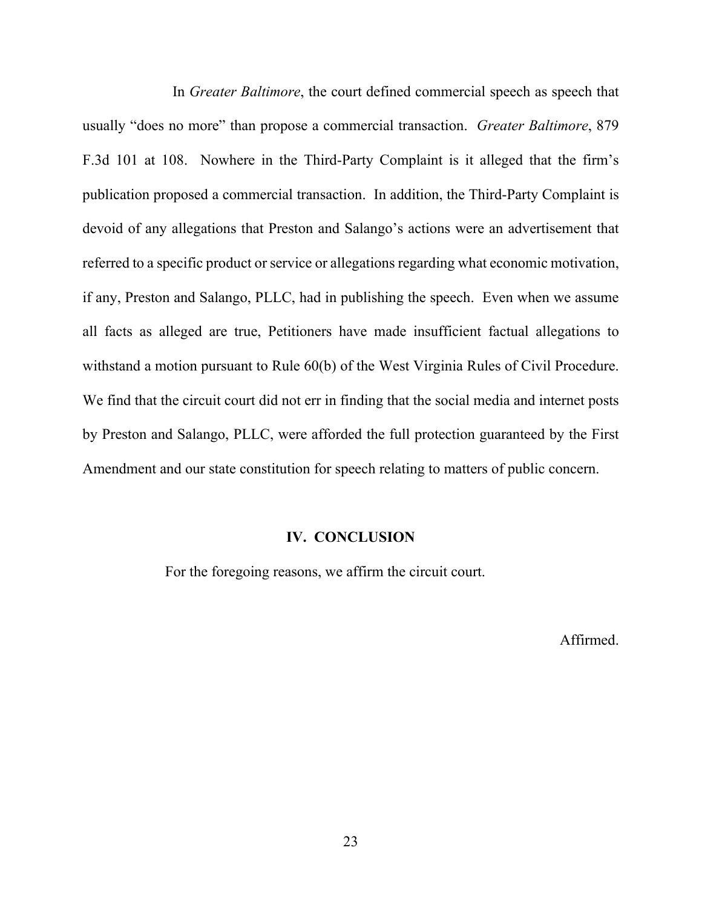In *Greater Baltimore*, the court defined commercial speech as speech that usually "does no more" than propose a commercial transaction. *Greater Baltimore*, 879 F.3d 101 at 108. Nowhere in the Third-Party Complaint is it alleged that the firm's publication proposed a commercial transaction. In addition, the Third-Party Complaint is devoid of any allegations that Preston and Salango's actions were an advertisement that referred to a specific product or service or allegations regarding what economic motivation, if any, Preston and Salango, PLLC, had in publishing the speech. Even when we assume all facts as alleged are true, Petitioners have made insufficient factual allegations to withstand a motion pursuant to Rule 60(b) of the West Virginia Rules of Civil Procedure. We find that the circuit court did not err in finding that the social media and internet posts by Preston and Salango, PLLC, were afforded the full protection guaranteed by the First Amendment and our state constitution for speech relating to matters of public concern.

## IV. CONCLUSION

For the foregoing reasons, we affirm the circuit court.

Affirmed.